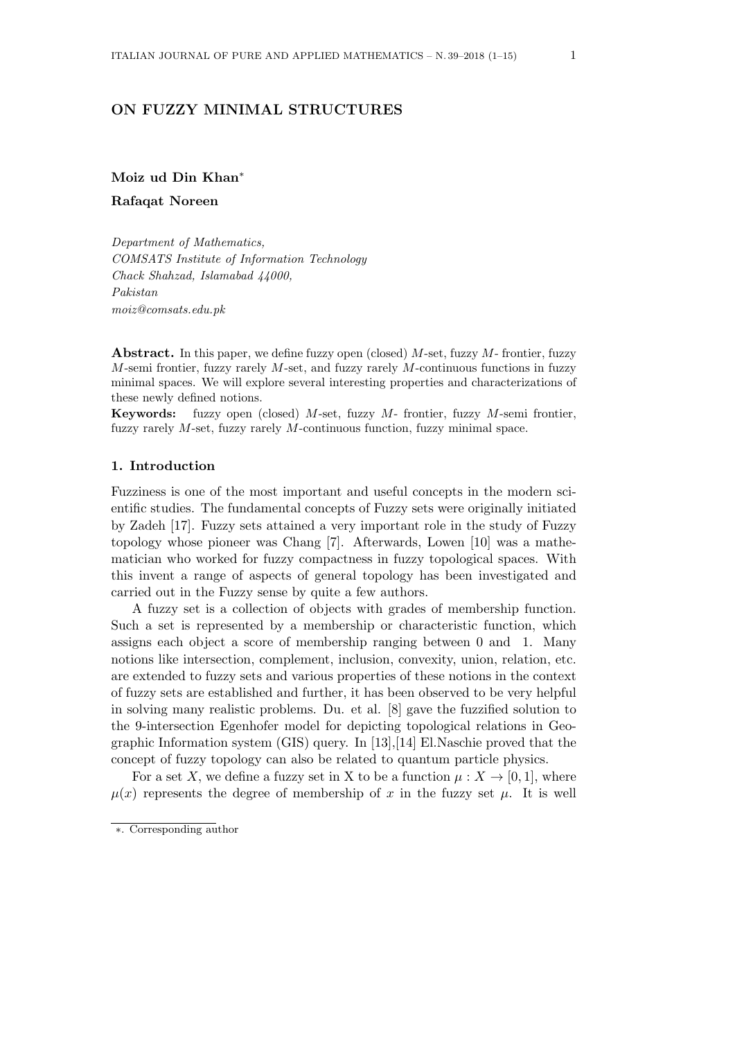# ON FUZZY MINIMAL STRUCTURES

**Moiz ud Din Khan***

**Rafaqat Noreen**

*Department of Mathematics,*
*COMSATS Institute of Information Technology*
*Chack Shahzad, Islamabad 44000,*
*Pakistan*
*moiz@comsats.edu.pk*

**Abstract.** In this paper, we define fuzzy open (closed) $M$-set, fuzzy $M$- frontier, fuzzy $M$-semi frontier, fuzzy rarely $M$-set, and fuzzy rarely $M$-continuous functions in fuzzy minimal spaces. We will explore several interesting properties and characterizations of these newly defined notions.

**Keywords:** fuzzy open (closed) $M$-set, fuzzy $M$- frontier, fuzzy $M$-semi frontier, fuzzy rarely $M$-set, fuzzy rarely $M$-continuous function, fuzzy minimal space.

## 1. Introduction

Fuzziness is one of the most important and useful concepts in the modern scientific studies. The fundamental concepts of Fuzzy sets were originally initiated by Zadeh [17]. Fuzzy sets attained a very important role in the study of Fuzzy topology whose pioneer was Chang [7]. Afterwards, Lowen [10] was a mathematician who worked for fuzzy compactness in fuzzy topological spaces. With this invent a range of aspects of general topology has been investigated and carried out in the Fuzzy sense by quite a few authors.

A fuzzy set is a collection of objects with grades of membership function. Such a set is represented by a membership or characteristic function, which assigns each object a score of membership ranging between 0 and 1. Many notions like intersection, complement, inclusion, convexity, union, relation, etc. are extended to fuzzy sets and various properties of these notions in the context of fuzzy sets are established and further, it has been observed to be very helpful in solving many realistic problems. Du. et al. [8] gave the fuzzified solution to the 9-intersection Egenhofer model for depicting topological relations in Geographic Information system (GIS) query. In [13],[14] El.Naschie proved that the concept of fuzzy topology can also be related to quantum particle physics.

For a set $X$, we define a fuzzy set in X to be a function $\mu : X \to [0, 1]$, where $\mu(x)$ represents the degree of membership of $x$ in the fuzzy set $\mu$. It is well

*. Corresponding author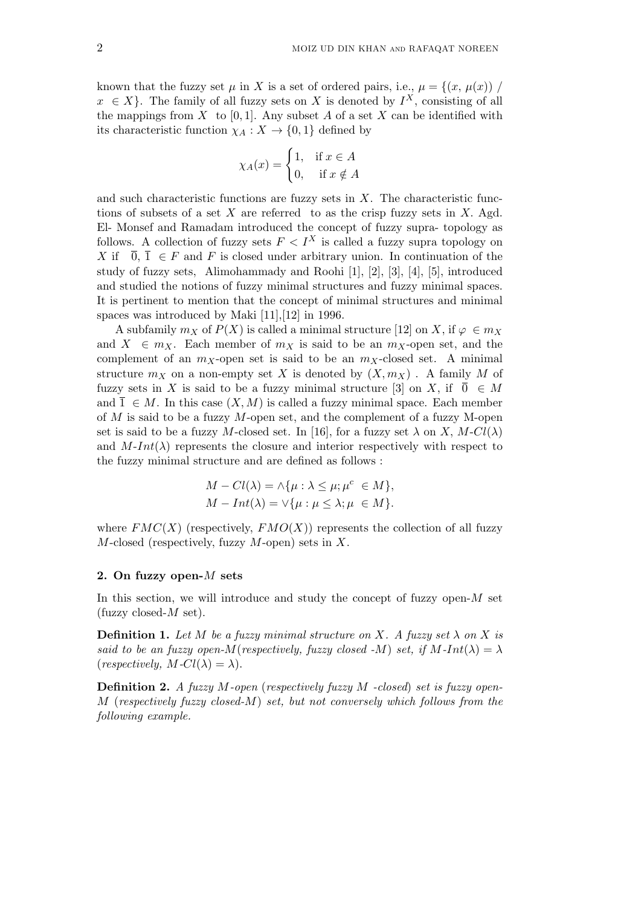known that the fuzzy set $\mu$ in $X$ is a set of ordered pairs, i.e., $\mu = \{(x, \mu(x)) / x \in X\}$. The family of all fuzzy sets on $X$ is denoted by $I^X$, consisting of all the mappings from $X$ to $[0, 1]$. Any subset $A$ of a set $X$ can be identified with its characteristic function $\chi_A : X \to \{0, 1\}$ defined by

$$\chi_A(x) = \begin{cases} 1, & \text{if } x \in A \\ 0, & \text{if } x \notin A \end{cases}$$

and such characteristic functions are fuzzy sets in $X$. The characteristic functions of subsets of a set $X$ are referred to as the crisp fuzzy sets in $X$. Agd. El- Monsef and Ramadam introduced the concept of fuzzy supra- topology as follows. A collection of fuzzy sets $F < I^X$ is called a fuzzy supra topology on $X$ if $\overline{0}, \overline{1} \in F$ and $F$ is closed under arbitrary union. In continuation of the study of fuzzy sets, Alimohammady and Roohi [1], [2], [3], [4], [5], introduced and studied the notions of fuzzy minimal structures and fuzzy minimal spaces. It is pertinent to mention that the concept of minimal structures and minimal spaces was introduced by Maki [11],[12] in 1996.

A subfamily $m_X$ of $P(X)$ is called a minimal structure [12] on $X$, if $\varphi \in m_X$ and $X \in m_X$. Each member of $m_X$ is said to be an $m_X$-open set, and the complement of an $m_X$-open set is said to be an $m_X$-closed set. A minimal structure $m_X$ on a non-empty set $X$ is denoted by $(X, m_X)$ . A family $M$ of fuzzy sets in $X$ is said to be a fuzzy minimal structure [3] on $X$, if $\overline{0} \in M$ and $\overline{1} \in M$. In this case $(X, M)$ is called a fuzzy minimal space. Each member of $M$ is said to be a fuzzy $M$-open set, and the complement of a fuzzy M-open set is said to be a fuzzy $M$-closed set. In [16], for a fuzzy set $\lambda$ on $X$, $M$-$Cl(\lambda)$ and $M$-$Int(\lambda)$ represents the closure and interior respectively with respect to the fuzzy minimal structure and are defined as follows :

$$M - Cl(\lambda) = \wedge\{\mu : \lambda \leq \mu; \mu^c \in M\},$$
$$M - Int(\lambda) = \vee\{\mu : \mu \leq \lambda; \mu \in M\}.$$

where $FMC(X)$ (respectively, $FMO(X)$) represents the collection of all fuzzy $M$-closed (respectively, fuzzy $M$-open) sets in $X$.

## 2. On fuzzy open-$M$ sets

In this section, we will introduce and study the concept of fuzzy open-$M$ set (fuzzy closed-$M$ set).

**Definition 1.** *Let $M$ be a fuzzy minimal structure on $X$. A fuzzy set $\lambda$ on $X$ is said to be an fuzzy open-$M$(respectively, fuzzy closed -$M$) set, if $M$-$Int(\lambda) = \lambda$ (respectively, $M$-$Cl(\lambda) = \lambda$).*

**Definition 2.** *A fuzzy $M$-open (respectively fuzzy $M$ -closed) set is fuzzy open-$M$ (respectively fuzzy closed-$M$) set, but not conversely which follows from the following example.*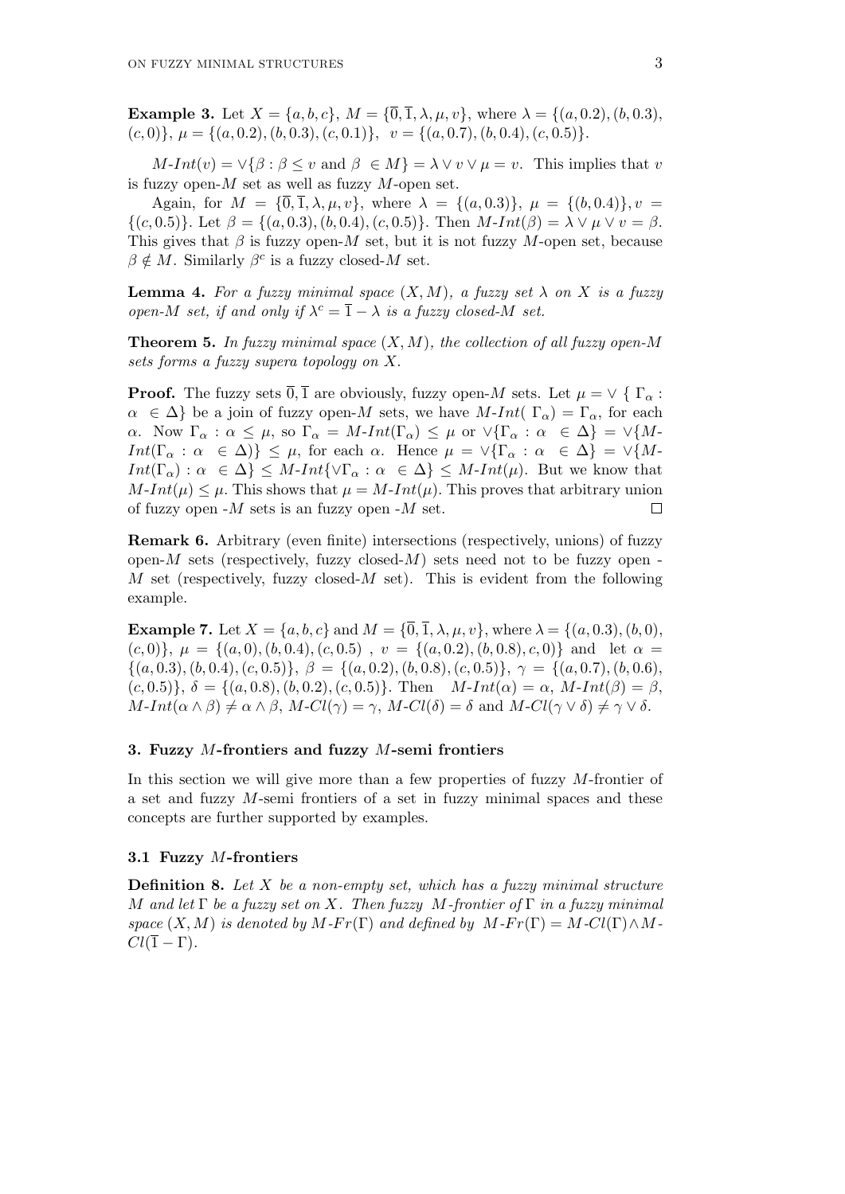**Example 3.** Let $X = \{a, b, c\}$, $M = \{\overline{0}, \overline{1}, \lambda, \mu, v\}$, where $\lambda = \{(a, 0.2), (b, 0.3), (c, 0)\}$, $\mu = \{(a, 0.2), (b, 0.3), (c, 0.1)\}$, $v = \{(a, 0.7), (b, 0.4), (c, 0.5)\}$.

$M$-$Int(v) = \vee\{\beta : \beta \leq v \text{ and } \beta \in M\} = \lambda \vee v \vee \mu = v$. This implies that $v$ is fuzzy open-$M$ set as well as fuzzy $M$-open set.

Again, for $M = \{\overline{0}, \overline{1}, \lambda, \mu, v\}$, where $\lambda = \{(a, 0.3)\}$, $\mu = \{(b, 0.4)\}, v = \{(c, 0.5)\}$. Let $\beta = \{(a, 0.3), (b, 0.4), (c, 0.5)\}$. Then $M$-$Int(\beta) = \lambda \vee \mu \vee v = \beta$. This gives that $\beta$ is fuzzy open-$M$ set, but it is not fuzzy $M$-open set, because $\beta \notin M$. Similarly $\beta^c$ is a fuzzy closed-$M$ set.

**Lemma 4.** *For a fuzzy minimal space $(X, M)$, a fuzzy set $\lambda$ on $X$ is a fuzzy open-$M$ set, if and only if $\lambda^c = \overline{1} - \lambda$ is a fuzzy closed-$M$ set.*

**Theorem 5.** *In fuzzy minimal space $(X, M)$, the collection of all fuzzy open-$M$ sets forms a fuzzy supera topology on $X$.*

**Proof.** The fuzzy sets $\overline{0}, \overline{1}$ are obviously, fuzzy open-$M$ sets. Let $\mu = \vee \{ \Gamma_\alpha : \alpha \in \Delta\}$ be a join of fuzzy open-$M$ sets, we have $M$-$Int(\Gamma_\alpha) = \Gamma_\alpha$, for each $\alpha$. Now $\Gamma_\alpha : \alpha \leq \mu$, so $\Gamma_\alpha = M$-$Int(\Gamma_\alpha) \leq \mu$ or $\vee\{\Gamma_\alpha : \alpha \in \Delta\} = \vee\{M$-$Int(\Gamma_\alpha : \alpha \in \Delta)\} \leq \mu$, for each $\alpha$. Hence $\mu = \vee\{\Gamma_\alpha : \alpha \in \Delta\} = \vee\{M$-$Int(\Gamma_\alpha) : \alpha \in \Delta\} \leq M$-$Int\{\vee\Gamma_\alpha : \alpha \in \Delta\} \leq M$-$Int(\mu)$. But we know that $M$-$Int(\mu) \leq \mu$. This shows that $\mu = M$-$Int(\mu)$. This proves that arbitrary union of fuzzy open -$M$ sets is an fuzzy open -$M$ set. $\square$

**Remark 6.** Arbitrary (even finite) intersections (respectively, unions) of fuzzy open-$M$ sets (respectively, fuzzy closed-$M$) sets need not to be fuzzy open -$M$ set (respectively, fuzzy closed-$M$ set). This is evident from the following example.

**Example 7.** Let $X = \{a, b, c\}$ and $M = \{\overline{0}, \overline{1}, \lambda, \mu, v\}$, where $\lambda = \{(a, 0.3), (b, 0), (c, 0)\}$, $\mu = \{(a, 0), (b, 0.4), (c, 0.5)$ , $v = \{(a, 0.2), (b, 0.8), c, 0)\}$ and let $\alpha = \{(a, 0.3), (b, 0.4), (c, 0.5)\}$, $\beta = \{(a, 0.2), (b, 0.8), (c, 0.5)\}$, $\gamma = \{(a, 0.7), (b, 0.6), (c, 0.5)\}$, $\delta = \{(a, 0.8), (b, 0.2), (c, 0.5)\}$. Then $M$-$Int(\alpha) = \alpha$, $M$-$Int(\beta) = \beta$, $M$-$Int(\alpha \wedge \beta) \neq \alpha \wedge \beta$, $M$-$Cl(\gamma) = \gamma$, $M$-$Cl(\delta) = \delta$ and $M$-$Cl(\gamma \vee \delta) \neq \gamma \vee \delta$.

## 3. Fuzzy $M$-frontiers and fuzzy $M$-semi frontiers

In this section we will give more than a few properties of fuzzy $M$-frontier of a set and fuzzy $M$-semi frontiers of a set in fuzzy minimal spaces and these concepts are further supported by examples.

### 3.1 Fuzzy $M$-frontiers

**Definition 8.** *Let $X$ be a non-empty set, which has a fuzzy minimal structure $M$ and let $\Gamma$ be a fuzzy set on $X$. Then fuzzy $M$-frontier of $\Gamma$ in a fuzzy minimal space $(X, M)$ is denoted by $M$-$Fr(\Gamma)$ and defined by $M$-$Fr(\Gamma) = M$-$Cl(\Gamma) \wedge M$-$Cl(\overline{1} - \Gamma)$.*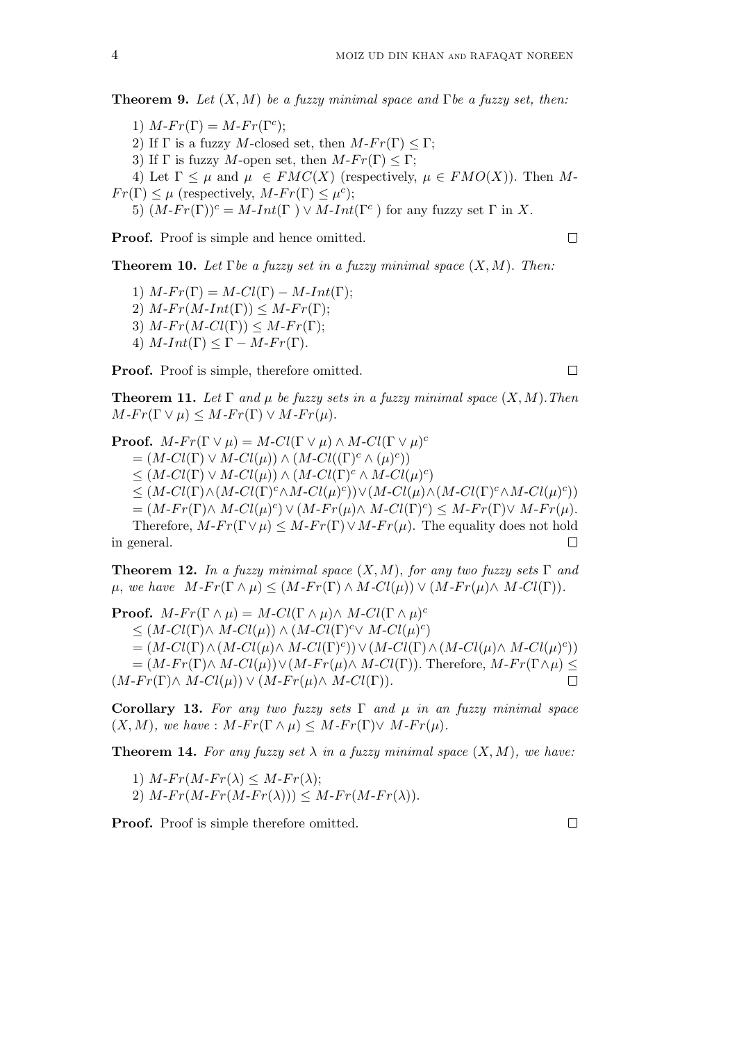**Theorem 9.** *Let $(X, M)$ be a fuzzy minimal space and $\Gamma$ be a fuzzy set, then:*

1) $M\text{-}Fr(\Gamma) = M\text{-}Fr(\Gamma^c)$;

2) If $\Gamma$ is a fuzzy $M$-closed set, then $M\text{-}Fr(\Gamma) \leq \Gamma$;

3) If $\Gamma$ is fuzzy $M$-open set, then $M\text{-}Fr(\Gamma) \leq \Gamma$;

4) Let $\Gamma \leq \mu$ and $\mu \in FMC(X)$ (respectively, $\mu \in FMO(X)$). Then $M\text{-}Fr(\Gamma) \leq \mu$ (respectively, $M\text{-}Fr(\Gamma) \leq \mu^c$);

5) $(M\text{-}Fr(\Gamma))^c = M\text{-}Int(\Gamma) \vee M\text{-}Int(\Gamma^c)$ for any fuzzy set $\Gamma$ in $X$.

**Proof.** Proof is simple and hence omitted. □

**Theorem 10.** *Let $\Gamma$ be a fuzzy set in a fuzzy minimal space $(X, M)$. Then:*

1) $M\text{-}Fr(\Gamma) = M\text{-}Cl(\Gamma) - M\text{-}Int(\Gamma)$;

2) $M\text{-}Fr(M\text{-}Int(\Gamma)) \leq M\text{-}Fr(\Gamma)$;

3) $M\text{-}Fr(M\text{-}Cl(\Gamma)) \leq M\text{-}Fr(\Gamma)$;

4) $M\text{-}Int(\Gamma) \leq \Gamma - M\text{-}Fr(\Gamma)$.

**Proof.** Proof is simple, therefore omitted. □

**Theorem 11.** *Let $\Gamma$ and $\mu$ be fuzzy sets in a fuzzy minimal space $(X, M)$. Then $M\text{-}Fr(\Gamma \vee \mu) \leq M\text{-}Fr(\Gamma) \vee M\text{-}Fr(\mu)$.*

**Proof.** $M\text{-}Fr(\Gamma \vee \mu) = M\text{-}Cl(\Gamma \vee \mu) \wedge M\text{-}Cl(\Gamma \vee \mu)^c$
$= (M\text{-}Cl(\Gamma) \vee M\text{-}Cl(\mu)) \wedge (M\text{-}Cl((\Gamma)^c \wedge (\mu)^c))$
$\leq (M\text{-}Cl(\Gamma) \vee M\text{-}Cl(\mu)) \wedge (M\text{-}Cl(\Gamma)^c \wedge M\text{-}Cl(\mu)^c)$
$\leq (M\text{-}Cl(\Gamma) \wedge (M\text{-}Cl(\Gamma)^c \wedge M\text{-}Cl(\mu)^c)) \vee (M\text{-}Cl(\mu) \wedge (M\text{-}Cl(\Gamma)^c \wedge M\text{-}Cl(\mu)^c))$
$= (M\text{-}Fr(\Gamma) \wedge M\text{-}Cl(\mu)^c) \vee (M\text{-}Fr(\mu) \wedge M\text{-}Cl(\Gamma)^c) \leq M\text{-}Fr(\Gamma) \vee M\text{-}Fr(\mu)$.

Therefore, $M\text{-}Fr(\Gamma \vee \mu) \leq M\text{-}Fr(\Gamma) \vee M\text{-}Fr(\mu)$. The equality does not hold in general. □

**Theorem 12.** *In a fuzzy minimal space $(X, M)$, for any two fuzzy sets $\Gamma$ and $\mu$, we have $M\text{-}Fr(\Gamma \wedge \mu) \leq (M\text{-}Fr(\Gamma) \wedge M\text{-}Cl(\mu)) \vee (M\text{-}Fr(\mu) \wedge M\text{-}Cl(\Gamma))$.*

**Proof.** $M\text{-}Fr(\Gamma \wedge \mu) = M\text{-}Cl(\Gamma \wedge \mu) \wedge M\text{-}Cl(\Gamma \wedge \mu)^c$
$\leq (M\text{-}Cl(\Gamma) \wedge M\text{-}Cl(\mu)) \wedge (M\text{-}Cl(\Gamma)^c \vee M\text{-}Cl(\mu)^c)$
$= (M\text{-}Cl(\Gamma) \wedge (M\text{-}Cl(\mu) \wedge M\text{-}Cl(\Gamma)^c)) \vee (M\text{-}Cl(\Gamma) \wedge (M\text{-}Cl(\mu) \wedge M\text{-}Cl(\mu)^c))$
$= (M\text{-}Fr(\Gamma) \wedge M\text{-}Cl(\mu)) \vee (M\text{-}Fr(\mu) \wedge M\text{-}Cl(\Gamma))$. Therefore, $M\text{-}Fr(\Gamma \wedge \mu) \leq (M\text{-}Fr(\Gamma) \wedge M\text{-}Cl(\mu)) \vee (M\text{-}Fr(\mu) \wedge M\text{-}Cl(\Gamma))$. □

**Corollary 13.** *For any two fuzzy sets $\Gamma$ and $\mu$ in an fuzzy minimal space $(X, M)$, we have : $M\text{-}Fr(\Gamma \wedge \mu) \leq M\text{-}Fr(\Gamma) \vee M\text{-}Fr(\mu)$.*

**Theorem 14.** *For any fuzzy set $\lambda$ in a fuzzy minimal space $(X, M)$, we have:*

1) $M\text{-}Fr(M\text{-}Fr(\lambda) \leq M\text{-}Fr(\lambda)$;

2) $M\text{-}Fr(M\text{-}Fr(M\text{-}Fr(\lambda))) \leq M\text{-}Fr(M\text{-}Fr(\lambda))$.

**Proof.** Proof is simple therefore omitted. □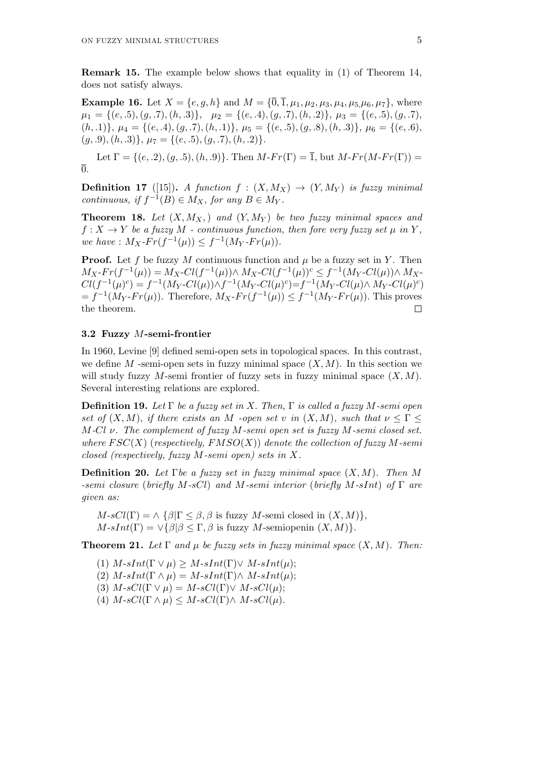**Remark 15.** The example below shows that equality in (1) of Theorem 14, does not satisfy always.

**Example 16.** Let $X = \{e, g, h\}$ and $M = \{\overline{0}, \overline{1}, \mu_1, \mu_2, \mu_3, \mu_4, \mu_5, \mu_6, \mu_7\}$, where $\mu_1 = \{(e, .5), (g, .7), (h, .3)\}$, $\mu_2 = \{(e, .4), (g, .7), (h, .2)\}$, $\mu_3 = \{(e, .5), (g, .7), (h, .1)\}$, $\mu_4 = \{(e, .4), (g, .7), (h, .1)\}$, $\mu_5 = \{(e, .5), (g, .8), (h, .3)\}$, $\mu_6 = \{(e, .6), (g, .9), (h, .3)\}$, $\mu_7 = \{(e, .5), (g, .7), (h, .2)\}$.

Let $\Gamma = \{(e, .2), (g, .5), (h, .9)\}$. Then $M\text{-}Fr(\Gamma) = \overline{1}$, but $M\text{-}Fr(M\text{-}Fr(\Gamma)) = \overline{0}$.

**Definition 17** ([15])**.** *A function $f : (X, M_X) \to (Y, M_Y)$ is fuzzy minimal continuous, if $f^{-1}(B) \in M_X$, for any $B \in M_Y$.*

**Theorem 18.** *Let $(X, M_X,)$ and $(Y, M_Y)$ be two fuzzy minimal spaces and $f : X \to Y$ be a fuzzy $M$ - continuous function, then fore very fuzzy set $\mu$ in $Y$, we have : $M_X\text{-}Fr(f^{-1}(\mu)) \leq f^{-1}(M_Y\text{-}Fr(\mu))$.*

**Proof.** Let $f$ be fuzzy $M$ continuous function and $\mu$ be a fuzzy set in $Y$. Then $M_X\text{-}Fr(f^{-1}(\mu)) = M_X\text{-}Cl(f^{-1}(\mu)) \wedge M_X\text{-}Cl(f^{-1}(\mu))^c \leq f^{-1}(M_Y\text{-}Cl(\mu)) \wedge M_X\text{-}Cl(f^{-1}(\mu)^c) = f^{-1}(M_Y\text{-}Cl(\mu)) \wedge f^{-1}(M_Y\text{-}Cl(\mu)^c) = f^{-1}(M_Y\text{-}Cl(\mu) \wedge M_Y\text{-}Cl(\mu)^c) = f^{-1}(M_Y\text{-}Fr(\mu))$. Therefore, $M_X\text{-}Fr(f^{-1}(\mu)) \leq f^{-1}(M_Y\text{-}Fr(\mu))$. This proves the theorem. $\square$

### 3.2 Fuzzy $M$-semi-frontier

In 1960, Levine [9] defined semi-open sets in topological spaces. In this contrast, we define $M$ -semi-open sets in fuzzy minimal space $(X, M)$. In this section we will study fuzzy $M$-semi frontier of fuzzy sets in fuzzy minimal space $(X, M)$. Several interesting relations are explored.

**Definition 19.** *Let $\Gamma$ be a fuzzy set in $X$. Then, $\Gamma$ is called a fuzzy $M$-semi open set of $(X, M)$, if there exists an $M$ -open set $v$ in $(X, M)$, such that $\nu \leq \Gamma \leq M\text{-}Cl\ \nu$. The complement of fuzzy $M$-semi open set is fuzzy $M$-semi closed set. where $FSC(X)$ (respectively, $FMSO(X)$) denote the collection of fuzzy $M$-semi closed (respectively, fuzzy $M$-semi open) sets in $X$.*

**Definition 20.** *Let $\Gamma$be a fuzzy set in fuzzy minimal space $(X, M)$. Then $M$ -semi closure (briefly $M\text{-}sCl$) and $M$-semi interior (briefly $M\text{-}sInt$) of $\Gamma$ are given as:*

$M\text{-}sCl(\Gamma) = \wedge \{\beta | \Gamma \leq \beta, \beta$ is fuzzy $M$-semi closed in $(X, M)\}$,
$M\text{-}sInt(\Gamma) = \vee\{\beta | \beta \leq \Gamma, \beta$ is fuzzy $M$-semiopenin $(X, M)\}$.

**Theorem 21.** *Let $\Gamma$ and $\mu$ be fuzzy sets in fuzzy minimal space $(X, M)$. Then:*

(1) $M\text{-}sInt(\Gamma \vee \mu) \geq M\text{-}sInt(\Gamma) \vee M\text{-}sInt(\mu)$;
(2) $M\text{-}sInt(\Gamma \wedge \mu) = M\text{-}sInt(\Gamma) \wedge M\text{-}sInt(\mu)$;
(3) $M\text{-}sCl(\Gamma \vee \mu) = M\text{-}sCl(\Gamma) \vee M\text{-}sCl(\mu)$;
(4) $M\text{-}sCl(\Gamma \wedge \mu) \leq M\text{-}sCl(\Gamma) \wedge M\text{-}sCl(\mu)$.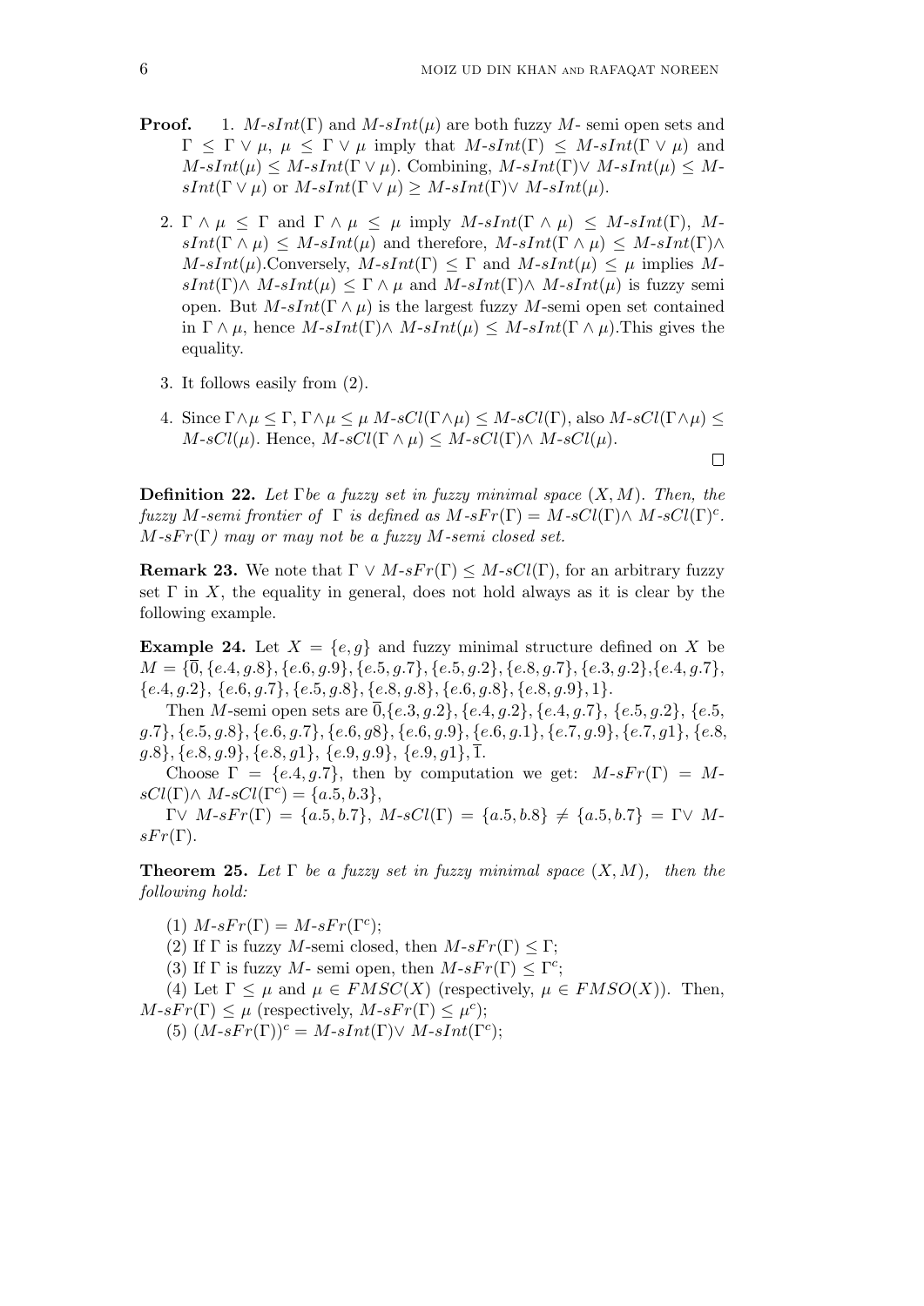**Proof.**

1. $M\text{-}sInt(\Gamma)$ and $M\text{-}sInt(\mu)$ are both fuzzy $M$- semi open sets and $\Gamma \leq \Gamma \vee \mu$, $\mu \leq \Gamma \vee \mu$ imply that $M\text{-}sInt(\Gamma) \leq M\text{-}sInt(\Gamma \vee \mu)$ and $M\text{-}sInt(\mu) \leq M\text{-}sInt(\Gamma \vee \mu)$. Combining, $M\text{-}sInt(\Gamma)\vee$ $M\text{-}sInt(\mu) \leq M\text{-}sInt(\Gamma \vee \mu)$ or $M\text{-}sInt(\Gamma \vee \mu) \geq M\text{-}sInt(\Gamma)\vee$ $M\text{-}sInt(\mu)$.

2. $\Gamma \wedge \mu \leq \Gamma$ and $\Gamma \wedge \mu \leq \mu$ imply $M\text{-}sInt(\Gamma \wedge \mu) \leq M\text{-}sInt(\Gamma)$, $M\text{-}sInt(\Gamma \wedge \mu) \leq M\text{-}sInt(\mu)$ and therefore, $M\text{-}sInt(\Gamma \wedge \mu) \leq M\text{-}sInt(\Gamma)\wedge$ $M\text{-}sInt(\mu)$.Conversely, $M\text{-}sInt(\Gamma) \leq \Gamma$ and $M\text{-}sInt(\mu) \leq \mu$ implies $M\text{-}sInt(\Gamma)\wedge$ $M\text{-}sInt(\mu) \leq \Gamma \wedge \mu$ and $M\text{-}sInt(\Gamma)\wedge$ $M\text{-}sInt(\mu)$ is fuzzy semi open. But $M\text{-}sInt(\Gamma \wedge \mu)$ is the largest fuzzy $M$-semi open set contained in $\Gamma \wedge \mu$, hence $M\text{-}sInt(\Gamma)\wedge$ $M\text{-}sInt(\mu) \leq M\text{-}sInt(\Gamma \wedge \mu)$.This gives the equality.

3. It follows easily from (2).

4. Since $\Gamma \wedge \mu \leq \Gamma$, $\Gamma \wedge \mu \leq \mu$ $M\text{-}sCl(\Gamma \wedge \mu) \leq M\text{-}sCl(\Gamma)$, also $M\text{-}sCl(\Gamma \wedge \mu) \leq M\text{-}sCl(\mu)$. Hence, $M\text{-}sCl(\Gamma \wedge \mu) \leq M\text{-}sCl(\Gamma)\wedge$ $M\text{-}sCl(\mu)$.

□

**Definition 22.** *Let* $\Gamma$ *be a fuzzy set in fuzzy minimal space* $(X, M)$*. Then, the fuzzy* $M$*-semi frontier of* $\Gamma$ *is defined as* $M\text{-}sFr(\Gamma) = M\text{-}sCl(\Gamma)\wedge$ $M\text{-}sCl(\Gamma)^c$*.* $M\text{-}sFr(\Gamma)$ *may or may not be a fuzzy* $M$*-semi closed set.*

**Remark 23.** We note that $\Gamma \vee$ $M\text{-}sFr(\Gamma) \leq M\text{-}sCl(\Gamma)$, for an arbitrary fuzzy set $\Gamma$ in $X$, the equality in general, does not hold always as it is clear by the following example.

**Example 24.** Let $X = \{e, g\}$ and fuzzy minimal structure defined on $X$ be $M = \{\overline{0}, \{e.4, g.8\}, \{e.6, g.9\}, \{e.5, g.7\}, \{e.5, g.2\}, \{e.8, g.7\}, \{e.3, g.2\}, \{e.4, g.7\}, \{e.4, g.2\}, \{e.6, g.7\}, \{e.5, g.8\}, \{e.8, g.8\}, \{e.6, g.8\}, \{e.8, g.9\}, 1\}$.

Then $M$-semi open sets are $\overline{0}, \{e.3, g.2\}, \{e.4, g.2\}, \{e.4, g.7\}, \{e.5, g.2\}, \{e.5, g.7\}, \{e.5, g.8\}, \{e.6, g.7\}, \{e.6, g8\}, \{e.6, g.9\}, \{e.6, g.1\}, \{e.7, g.9\}, \{e.7, g1\}, \{e.8, g.8\}, \{e.8, g.9\}, \{e.8, g1\}, \{e.9, g.9\}, \{e.9, g1\}, \overline{1}$.

Choose $\Gamma = \{e.4, g.7\}$, then by computation we get: $M\text{-}sFr(\Gamma) = M\text{-}sCl(\Gamma)\wedge$ $M\text{-}sCl(\Gamma^c) = \{a.5, b.3\}$,

$\Gamma\vee$ $M\text{-}sFr(\Gamma) = \{a.5, b.7\}$, $M\text{-}sCl(\Gamma) = \{a.5, b.8\} \neq \{a.5, b.7\} = \Gamma\vee$ $M\text{-}sFr(\Gamma)$.

**Theorem 25.** *Let* $\Gamma$ *be a fuzzy set in fuzzy minimal space* $(X, M)$*, then the following hold:*

(1) $M\text{-}sFr(\Gamma) = M\text{-}sFr(\Gamma^c)$;

(2) If $\Gamma$ is fuzzy $M$-semi closed, then $M\text{-}sFr(\Gamma) \leq \Gamma$;

(3) If $\Gamma$ is fuzzy $M$- semi open, then $M\text{-}sFr(\Gamma) \leq \Gamma^c$;

(4) Let $\Gamma \leq \mu$ and $\mu \in FMSC(X)$ (respectively, $\mu \in FMSO(X)$). Then, $M\text{-}sFr(\Gamma) \leq \mu$ (respectively, $M\text{-}sFr(\Gamma) \leq \mu^c$);

(5) $(M\text{-}sFr(\Gamma))^c = M\text{-}sInt(\Gamma)\vee$ $M\text{-}sInt(\Gamma^c)$;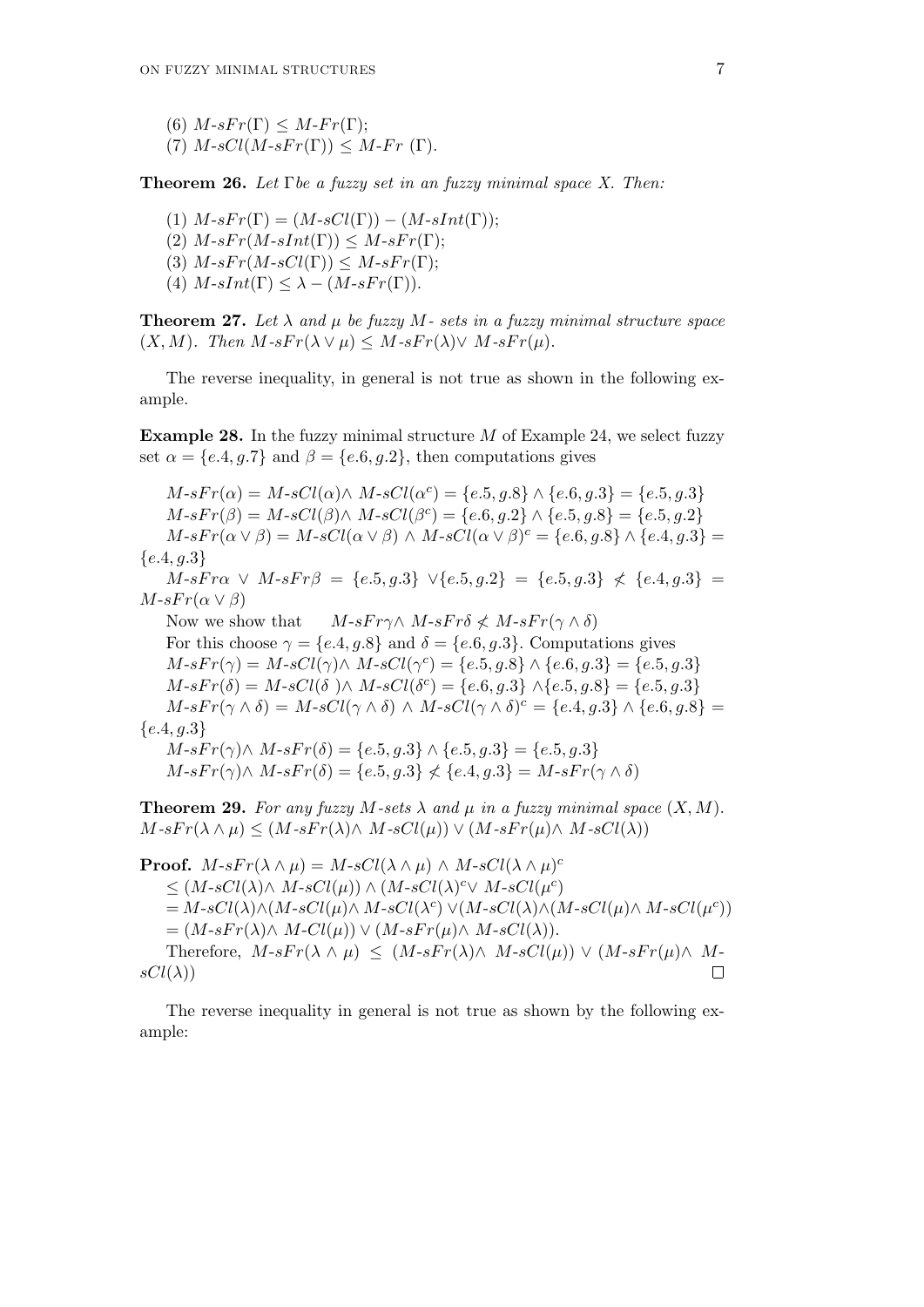(6) $M\text{-}sFr(\Gamma) \leq M\text{-}Fr(\Gamma)$;
(7) $M\text{-}sCl(M\text{-}sFr(\Gamma)) \leq M\text{-}Fr\ (\Gamma)$.

**Theorem 26.** *Let* $\Gamma$ *be a fuzzy set in an fuzzy minimal space* $X$. *Then:*

(1) $M\text{-}sFr(\Gamma) = (M\text{-}sCl(\Gamma)) - (M\text{-}sInt(\Gamma))$;
(2) $M\text{-}sFr(M\text{-}sInt(\Gamma)) \leq M\text{-}sFr(\Gamma)$;
(3) $M\text{-}sFr(M\text{-}sCl(\Gamma)) \leq M\text{-}sFr(\Gamma)$;
(4) $M\text{-}sInt(\Gamma) \leq \lambda - (M\text{-}sFr(\Gamma))$.

**Theorem 27.** *Let* $\lambda$ *and* $\mu$ *be fuzzy* $M$*- sets in a fuzzy minimal structure space* $(X, M)$. *Then* $M\text{-}sFr(\lambda \vee \mu) \leq M\text{-}sFr(\lambda) \vee M\text{-}sFr(\mu)$.

The reverse inequality, in general is not true as shown in the following example.

**Example 28.** In the fuzzy minimal structure $M$ of Example 24, we select fuzzy set $\alpha = \{e.4, g.7\}$ and $\beta = \{e.6, g.2\}$, then computations gives

$M\text{-}sFr(\alpha) = M\text{-}sCl(\alpha) \wedge M\text{-}sCl(\alpha^c) = \{e.5, g.8\} \wedge \{e.6, g.3\} = \{e.5, g.3\}$

$M\text{-}sFr(\beta) = M\text{-}sCl(\beta) \wedge M\text{-}sCl(\beta^c) = \{e.6, g.2\} \wedge \{e.5, g.8\} = \{e.5, g.2\}$

$M\text{-}sFr(\alpha \vee \beta) = M\text{-}sCl(\alpha \vee \beta) \wedge M\text{-}sCl(\alpha \vee \beta)^c = \{e.6, g.8\} \wedge \{e.4, g.3\} = \{e.4, g.3\}$

$M\text{-}sFr\alpha \vee M\text{-}sFr\beta = \{e.5, g.3\} \vee \{e.5, g.2\} = \{e.5, g.3\} \not\leq \{e.4, g.3\} = M\text{-}sFr(\alpha \vee \beta)$

Now we show that $M\text{-}sFr\gamma \wedge M\text{-}sFr\delta \not\leq M\text{-}sFr(\gamma \wedge \delta)$

For this choose $\gamma = \{e.4, g.8\}$ and $\delta = \{e.6, g.3\}$. Computations gives

$M\text{-}sFr(\gamma) = M\text{-}sCl(\gamma) \wedge M\text{-}sCl(\gamma^c) = \{e.5, g.8\} \wedge \{e.6, g.3\} = \{e.5, g.3\}$

$M\text{-}sFr(\delta) = M\text{-}sCl(\delta) \wedge M\text{-}sCl(\delta^c) = \{e.6, g.3\} \wedge \{e.5, g.8\} = \{e.5, g.3\}$

$M\text{-}sFr(\gamma \wedge \delta) = M\text{-}sCl(\gamma \wedge \delta) \wedge M\text{-}sCl(\gamma \wedge \delta)^c = \{e.4, g.3\} \wedge \{e.6, g.8\} = \{e.4, g.3\}$

$M\text{-}sFr(\gamma) \wedge M\text{-}sFr(\delta) = \{e.5, g.3\} \wedge \{e.5, g.3\} = \{e.5, g.3\}$

$M\text{-}sFr(\gamma) \wedge M\text{-}sFr(\delta) = \{e.5, g.3\} \not\leq \{e.4, g.3\} = M\text{-}sFr(\gamma \wedge \delta)$

**Theorem 29.** *For any fuzzy* $M$*-sets* $\lambda$ *and* $\mu$ *in a fuzzy minimal space* $(X, M)$. $M\text{-}sFr(\lambda \wedge \mu) \leq (M\text{-}sFr(\lambda) \wedge M\text{-}sCl(\mu)) \vee (M\text{-}sFr(\mu) \wedge M\text{-}sCl(\lambda))$

**Proof.** $M\text{-}sFr(\lambda \wedge \mu) = M\text{-}sCl(\lambda \wedge \mu) \wedge M\text{-}sCl(\lambda \wedge \mu)^c$
$\leq (M\text{-}sCl(\lambda) \wedge M\text{-}sCl(\mu)) \wedge (M\text{-}sCl(\lambda)^c \vee M\text{-}sCl(\mu^c))$
$= M\text{-}sCl(\lambda) \wedge (M\text{-}sCl(\mu) \wedge M\text{-}sCl(\lambda^c) \vee (M\text{-}sCl(\lambda) \wedge (M\text{-}sCl(\mu) \wedge M\text{-}sCl(\mu^c))$
$= (M\text{-}sFr(\lambda) \wedge M\text{-}Cl(\mu)) \vee (M\text{-}sFr(\mu) \wedge M\text{-}sCl(\lambda))$.

Therefore, $M\text{-}sFr(\lambda \wedge \mu) \leq (M\text{-}sFr(\lambda) \wedge M\text{-}sCl(\mu)) \vee (M\text{-}sFr(\mu) \wedge M\text{-}sCl(\lambda))$ $\square$

The reverse inequality in general is not true as shown by the following example: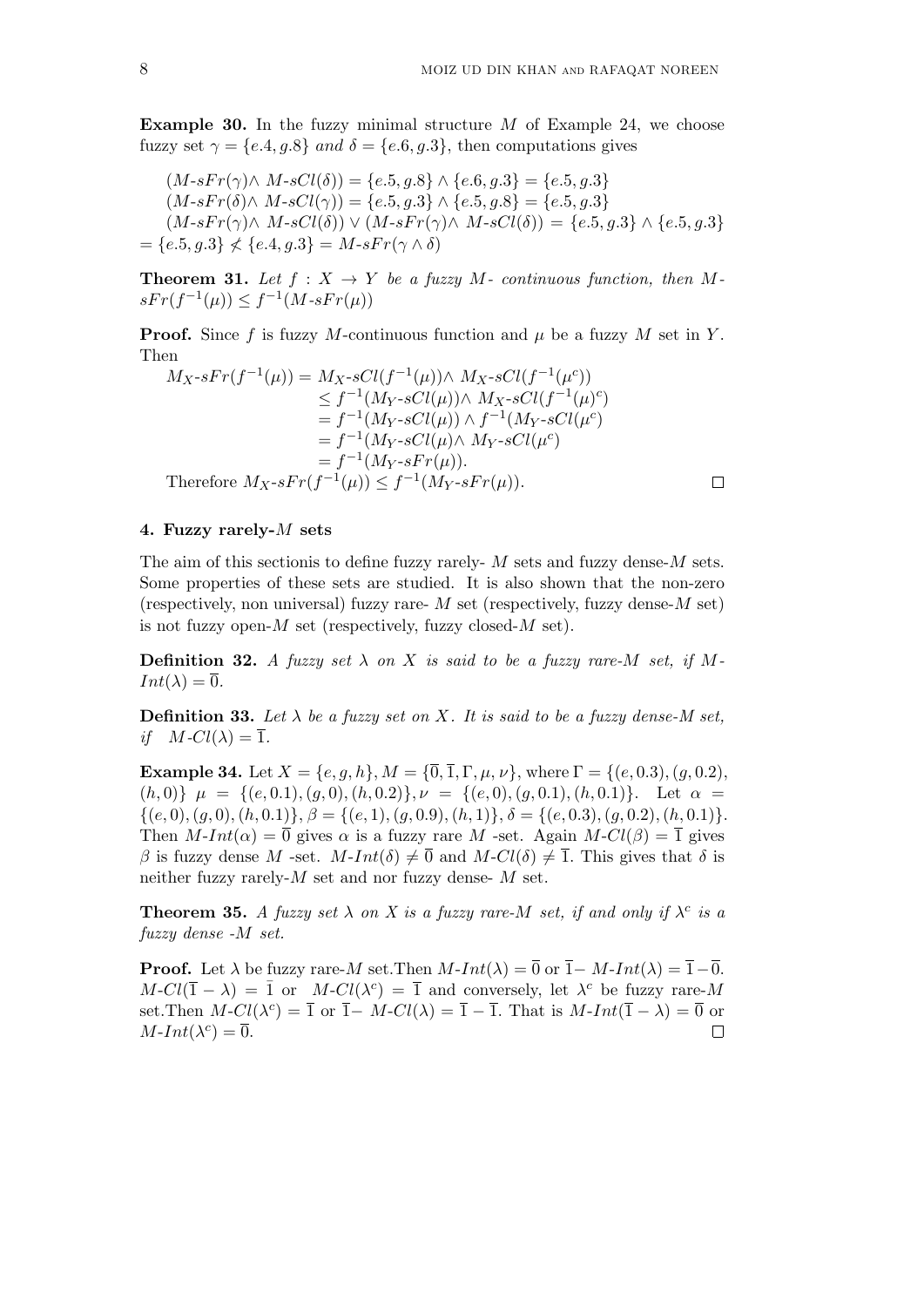**Example 30.** In the fuzzy minimal structure $M$ of Example 24, we choose fuzzy set $\gamma = \{e.4, g.8\}$ *and* $\delta = \{e.6, g.3\}$, then computations gives

$(M\text{-}sFr(\gamma) \wedge M\text{-}sCl(\delta)) = \{e.5, g.8\} \wedge \{e.6, g.3\} = \{e.5, g.3\}$
$(M\text{-}sFr(\delta) \wedge M\text{-}sCl(\gamma)) = \{e.5, g.3\} \wedge \{e.5, g.8\} = \{e.5, g.3\}$
$(M\text{-}sFr(\gamma) \wedge M\text{-}sCl(\delta)) \vee (M\text{-}sFr(\gamma) \wedge M\text{-}sCl(\delta)) = \{e.5, g.3\} \wedge \{e.5, g.3\}$
$= \{e.5, g.3\} \not\leq \{e.4, g.3\} = M\text{-}sFr(\gamma \wedge \delta)$

**Theorem 31.** *Let $f : X \to Y$ be a fuzzy $M$- continuous function, then $M$-$sFr(f^{-1}(\mu)) \leq f^{-1}(M\text{-}sFr(\mu))$*

**Proof.** Since $f$ is fuzzy $M$-continuous function and $\mu$ be a fuzzy $M$ set in $Y$. Then

$$
\begin{aligned}
M_X\text{-}sFr(f^{-1}(\mu)) &= M_X\text{-}sCl(f^{-1}(\mu)) \wedge M_X\text{-}sCl(f^{-1}(\mu^c)) \\
&\leq f^{-1}(M_Y\text{-}sCl(\mu)) \wedge M_X\text{-}sCl(f^{-1}(\mu)^c) \\
&= f^{-1}(M_Y\text{-}sCl(\mu)) \wedge f^{-1}(M_Y\text{-}sCl(\mu^c)) \\
&= f^{-1}(M_Y\text{-}sCl(\mu) \wedge M_Y\text{-}sCl(\mu^c)) \\
&= f^{-1}(M_Y\text{-}sFr(\mu)).
\end{aligned}
$$

Therefore $M_X\text{-}sFr(f^{-1}(\mu)) \leq f^{-1}(M_Y\text{-}sFr(\mu))$. □

## 4. Fuzzy rarely-$M$ sets

The aim of this sectionis to define fuzzy rarely- $M$ sets and fuzzy dense-$M$ sets. Some properties of these sets are studied. It is also shown that the non-zero (respectively, non universal) fuzzy rare- $M$ set (respectively, fuzzy dense-$M$ set) is not fuzzy open-$M$ set (respectively, fuzzy closed-$M$ set).

**Definition 32.** *A fuzzy set $\lambda$ on $X$ is said to be a fuzzy rare-$M$ set, if $M$-$Int(\lambda) = \overline{0}$.*

**Definition 33.** *Let $\lambda$ be a fuzzy set on $X$. It is said to be a fuzzy dense-$M$ set, if $M\text{-}Cl(\lambda) = \overline{1}$.*

**Example 34.** Let $X = \{e, g, h\}, M = \{\overline{0}, \overline{1}, \Gamma, \mu, \nu\}$, where $\Gamma = \{(e, 0.3), (g, 0.2), (h, 0)\}$ $\mu = \{(e, 0.1), (g, 0), (h, 0.2)\}, \nu = \{(e, 0), (g, 0.1), (h, 0.1)\}$. Let $\alpha = \{(e, 0), (g, 0), (h, 0.1)\}, \beta = \{(e, 1), (g, 0.9), (h, 1)\}, \delta = \{(e, 0.3), (g, 0.2), (h, 0.1)\}$. Then $M\text{-}Int(\alpha) = \overline{0}$ gives $\alpha$ is a fuzzy rare $M$ -set. Again $M\text{-}Cl(\beta) = \overline{1}$ gives $\beta$ is fuzzy dense $M$ -set. $M\text{-}Int(\delta) \neq \overline{0}$ and $M\text{-}Cl(\delta) \neq \overline{1}$. This gives that $\delta$ is neither fuzzy rarely-$M$ set and nor fuzzy dense- $M$ set.

**Theorem 35.** *A fuzzy set $\lambda$ on $X$ is a fuzzy rare-$M$ set, if and only if $\lambda^c$ is a fuzzy dense -$M$ set.*

**Proof.** Let $\lambda$ be fuzzy rare-$M$ set.Then $M\text{-}Int(\lambda) = \overline{0}$ or $\overline{1} - M\text{-}Int(\lambda) = \overline{1} - \overline{0}$. $M\text{-}Cl(\overline{1} - \lambda) = \overline{1}$ or $M\text{-}Cl(\lambda^c) = \overline{1}$ and conversely, let $\lambda^c$ be fuzzy rare-$M$ set.Then $M\text{-}Cl(\lambda^c) = \overline{1}$ or $\overline{1} - M\text{-}Cl(\lambda) = \overline{1} - \overline{1}$. That is $M\text{-}Int(\overline{1} - \lambda) = \overline{0}$ or $M\text{-}Int(\lambda^c) = \overline{0}$. □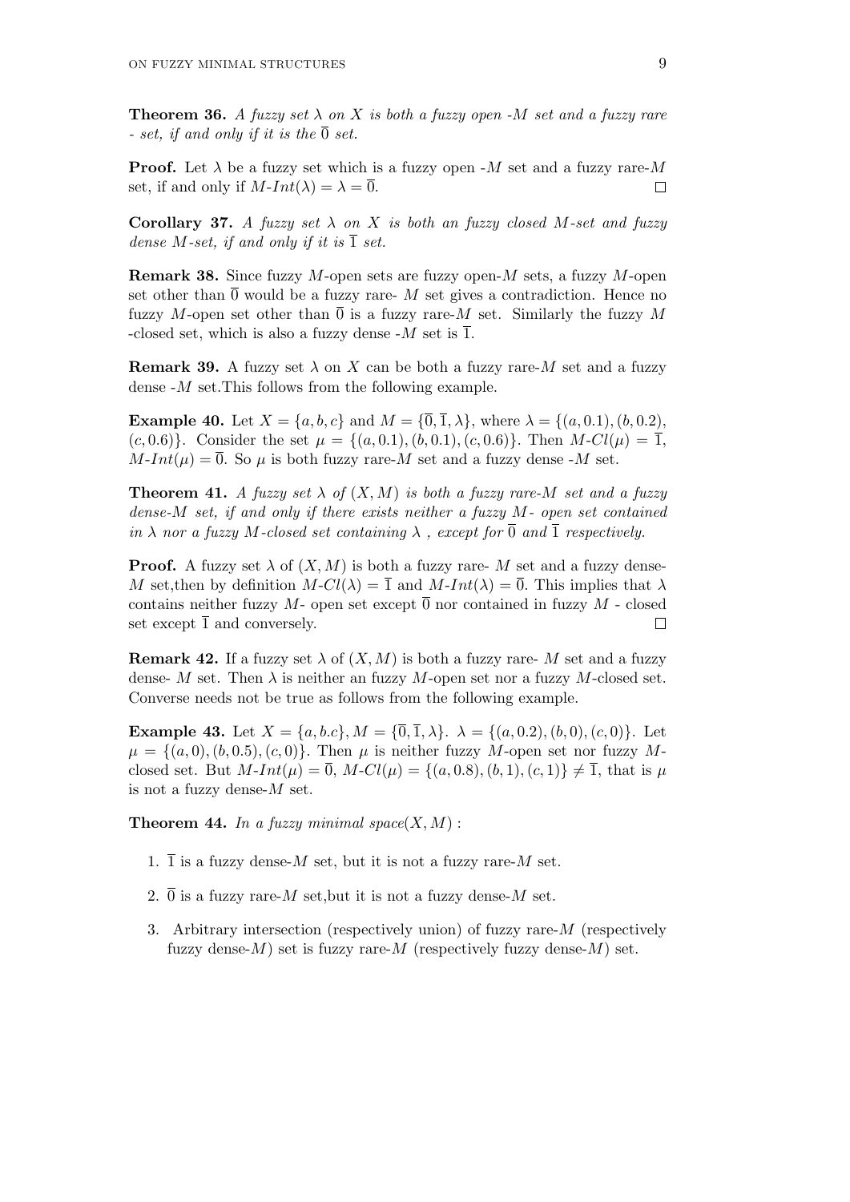**Theorem 36.** *A fuzzy set $\lambda$ on $X$ is both a fuzzy open -$M$ set and a fuzzy rare - set, if and only if it is the $\overline{0}$ set.*

**Proof.** Let $\lambda$ be a fuzzy set which is a fuzzy open -$M$ set and a fuzzy rare-$M$ set, if and only if $M\text{-}Int(\lambda) = \lambda = \overline{0}$. □

**Corollary 37.** *A fuzzy set $\lambda$ on $X$ is both an fuzzy closed $M$-set and fuzzy dense $M$-set, if and only if it is $\overline{1}$ set.*

**Remark 38.** Since fuzzy $M$-open sets are fuzzy open-$M$ sets, a fuzzy $M$-open set other than $\overline{0}$ would be a fuzzy rare- $M$ set gives a contradiction. Hence no fuzzy $M$-open set other than $\overline{0}$ is a fuzzy rare-$M$ set. Similarly the fuzzy $M$ -closed set, which is also a fuzzy dense -$M$ set is $\overline{1}$.

**Remark 39.** A fuzzy set $\lambda$ on $X$ can be both a fuzzy rare-$M$ set and a fuzzy dense -$M$ set.This follows from the following example.

**Example 40.** Let $X = \{a, b, c\}$ and $M = \{\overline{0}, \overline{1}, \lambda\}$, where $\lambda = \{(a, 0.1), (b, 0.2), (c, 0.6)\}$. Consider the set $\mu = \{(a, 0.1), (b, 0.1), (c, 0.6)\}$. Then $M\text{-}Cl(\mu) = \overline{1}$, $M\text{-}Int(\mu) = \overline{0}$. So $\mu$ is both fuzzy rare-$M$ set and a fuzzy dense -$M$ set.

**Theorem 41.** *A fuzzy set $\lambda$ of $(X, M)$ is both a fuzzy rare-$M$ set and a fuzzy dense-$M$ set, if and only if there exists neither a fuzzy $M$- open set contained in $\lambda$ nor a fuzzy $M$-closed set containing $\lambda$ , except for $\overline{0}$ and $\overline{1}$ respectively.*

**Proof.** A fuzzy set $\lambda$ of $(X, M)$ is both a fuzzy rare- $M$ set and a fuzzy dense-$M$ set,then by definition $M\text{-}Cl(\lambda) = \overline{1}$ and $M\text{-}Int(\lambda) = \overline{0}$. This implies that $\lambda$ contains neither fuzzy $M$- open set except $\overline{0}$ nor contained in fuzzy $M$ - closed set except $\overline{1}$ and conversely. □

**Remark 42.** If a fuzzy set $\lambda$ of $(X, M)$ is both a fuzzy rare- $M$ set and a fuzzy dense- $M$ set. Then $\lambda$ is neither an fuzzy $M$-open set nor a fuzzy $M$-closed set. Converse needs not be true as follows from the following example.

**Example 43.** Let $X = \{a, b.c\}, M = \{\overline{0}, \overline{1}, \lambda\}$. $\lambda = \{(a, 0.2), (b, 0), (c, 0)\}$. Let $\mu = \{(a, 0), (b, 0.5), (c, 0)\}$. Then $\mu$ is neither fuzzy $M$-open set nor fuzzy $M$-closed set. But $M\text{-}Int(\mu) = \overline{0}$, $M\text{-}Cl(\mu) = \{(a, 0.8), (b, 1), (c, 1)\} \neq \overline{1}$, that is $\mu$ is not a fuzzy dense-$M$ set.

**Theorem 44.** *In a fuzzy minimal space$(X, M)$ :*

1. $\overline{1}$ is a fuzzy dense-$M$ set, but it is not a fuzzy rare-$M$ set.
2. $\overline{0}$ is a fuzzy rare-$M$ set,but it is not a fuzzy dense-$M$ set.
3. Arbitrary intersection (respectively union) of fuzzy rare-$M$ (respectively fuzzy dense-$M$) set is fuzzy rare-$M$ (respectively fuzzy dense-$M$) set.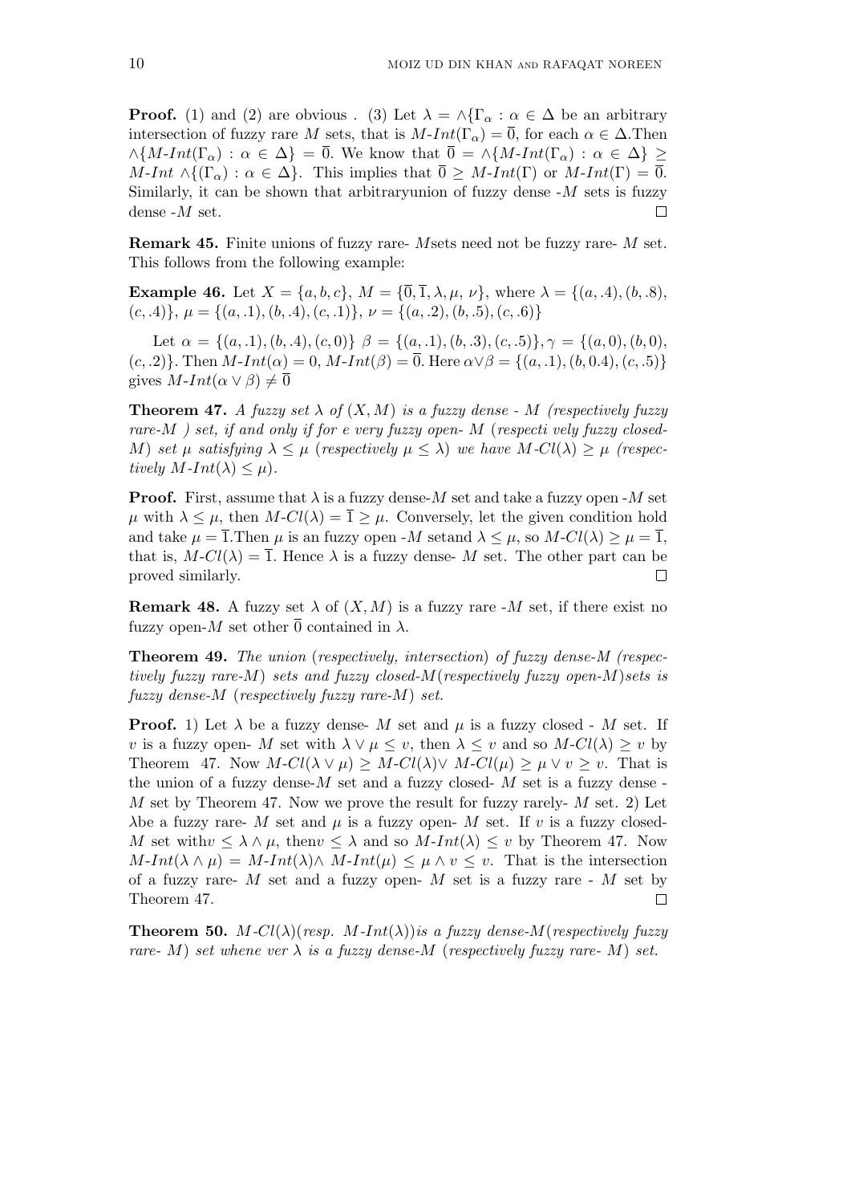**Proof.** (1) and (2) are obvious . (3) Let $\lambda = \wedge\{\Gamma_\alpha : \alpha \in \Delta$ be an arbitrary intersection of fuzzy rare $M$ sets, that is $M\text{-}Int(\Gamma_\alpha) = \overline{0}$, for each $\alpha \in \Delta$.Then $\wedge\{M\text{-}Int(\Gamma_\alpha) : \alpha \in \Delta\} = \overline{0}$. We know that $\overline{0} = \wedge\{M\text{-}Int(\Gamma_\alpha) : \alpha \in \Delta\} \geq M\text{-}Int \wedge\{(\Gamma_\alpha) : \alpha \in \Delta\}$. This implies that $\overline{0} \geq M\text{-}Int(\Gamma)$ or $M\text{-}Int(\Gamma) = \overline{0}$. Similarly, it can be shown that arbitraryunion of fuzzy dense -$M$ sets is fuzzy dense -$M$ set. □

**Remark 45.** Finite unions of fuzzy rare- $M$sets need not be fuzzy rare- $M$ set. This follows from the following example:

**Example 46.** Let $X = \{a, b, c\}$, $M = \{\overline{0}, \overline{1}, \lambda, \mu, \nu\}$, where $\lambda = \{(a, .4), (b, .8), (c, .4)\}$, $\mu = \{(a, .1), (b, .4), (c, .1)\}$, $\nu = \{(a, .2), (b, .5), (c, .6)\}$

Let $\alpha = \{(a, .1), (b, .4), (c, 0)\}$ $\beta = \{(a, .1), (b, .3), (c, .5)\}, \gamma = \{(a, 0), (b, 0), (c, .2)\}$. Then $M\text{-}Int(\alpha) = 0$, $M\text{-}Int(\beta) = \overline{0}$. Here $\alpha \vee \beta = \{(a, .1), (b, 0.4), (c, .5)\}$ gives $M\text{-}Int(\alpha \vee \beta) \neq \overline{0}$

**Theorem 47.** *A fuzzy set $\lambda$ of $(X, M)$ is a fuzzy dense - $M$ (respectively fuzzy rare-$M$ ) set, if and only if for e very fuzzy open- $M$ (respecti vely fuzzy closed-$M$) set $\mu$ satisfying $\lambda \leq \mu$ (respectively $\mu \leq \lambda$) we have $M\text{-}Cl(\lambda) \geq \mu$ (respectively $M\text{-}Int(\lambda) \leq \mu$).*

**Proof.** First, assume that $\lambda$ is a fuzzy dense-$M$ set and take a fuzzy open -$M$ set $\mu$ with $\lambda \leq \mu$, then $M\text{-}Cl(\lambda) = \overline{1} \geq \mu$. Conversely, let the given condition hold and take $\mu = \overline{1}$.Then $\mu$ is an fuzzy open -$M$ setand $\lambda \leq \mu$, so $M\text{-}Cl(\lambda) \geq \mu = \overline{1}$, that is, $M\text{-}Cl(\lambda) = \overline{1}$. Hence $\lambda$ is a fuzzy dense- $M$ set. The other part can be proved similarly. □

**Remark 48.** A fuzzy set $\lambda$ of $(X, M)$ is a fuzzy rare -$M$ set, if there exist no fuzzy open-$M$ set other $\overline{0}$ contained in $\lambda$.

**Theorem 49.** *The union (respectively, intersection) of fuzzy dense-M (respectively fuzzy rare-M) sets and fuzzy closed-M(respectively fuzzy open-M)sets is fuzzy dense-M (respectively fuzzy rare-M) set.*

**Proof.** 1) Let $\lambda$ be a fuzzy dense- $M$ set and $\mu$ is a fuzzy closed - $M$ set. If $v$ is a fuzzy open- $M$ set with $\lambda \vee \mu \leq v$, then $\lambda \leq v$ and so $M\text{-}Cl(\lambda) \geq v$ by Theorem 47. Now $M\text{-}Cl(\lambda \vee \mu) \geq M\text{-}Cl(\lambda) \vee M\text{-}Cl(\mu) \geq \mu \vee v \geq v$. That is the union of a fuzzy dense-$M$ set and a fuzzy closed- $M$ set is a fuzzy dense -$M$ set by Theorem 47. Now we prove the result for fuzzy rarely- $M$ set. 2) Let $\lambda$be a fuzzy rare- $M$ set and $\mu$ is a fuzzy open- $M$ set. If $v$ is a fuzzy closed-$M$ set with$v \leq \lambda \wedge \mu$, then$v \leq \lambda$ and so $M\text{-}Int(\lambda) \leq v$ by Theorem 47. Now $M\text{-}Int(\lambda \wedge \mu) = M\text{-}Int(\lambda) \wedge M\text{-}Int(\mu) \leq \mu \wedge v \leq v$. That is the intersection of a fuzzy rare- $M$ set and a fuzzy open- $M$ set is a fuzzy rare - $M$ set by Theorem 47. □

**Theorem 50.** *$M\text{-}Cl(\lambda)$(resp. $M\text{-}Int(\lambda)$)is a fuzzy dense-M(respectively fuzzy rare- M) set whene ver $\lambda$ is a fuzzy dense-M (respectively fuzzy rare- M) set.*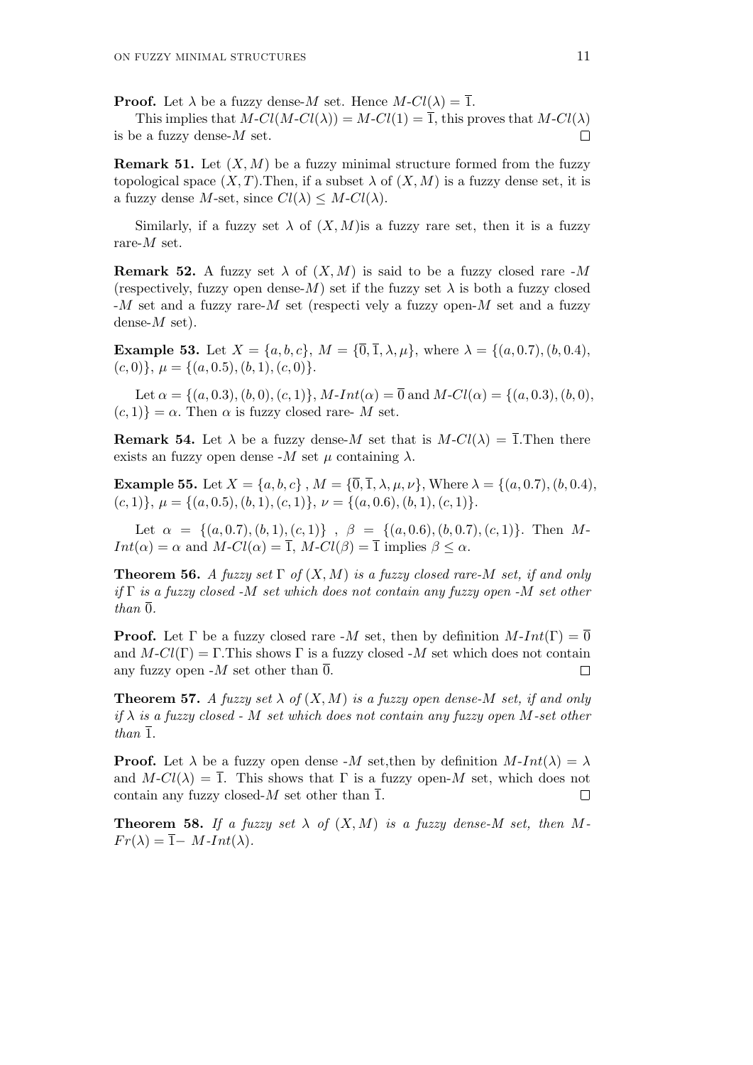**Proof.** Let $\lambda$ be a fuzzy dense-$M$ set. Hence $M\text{-}Cl(\lambda) = \overline{1}$.

This implies that $M\text{-}Cl(M\text{-}Cl(\lambda)) = M\text{-}Cl(1) = \overline{1}$, this proves that $M\text{-}Cl(\lambda)$ is be a fuzzy dense-$M$ set. □

**Remark 51.** Let $(X, M)$ be a fuzzy minimal structure formed from the fuzzy topological space $(X, T)$.Then, if a subset $\lambda$ of $(X, M)$ is a fuzzy dense set, it is a fuzzy dense $M$-set, since $Cl(\lambda) \leq M\text{-}Cl(\lambda)$.

Similarly, if a fuzzy set $\lambda$ of $(X, M)$is a fuzzy rare set, then it is a fuzzy rare-$M$ set.

**Remark 52.** A fuzzy set $\lambda$ of $(X, M)$ is said to be a fuzzy closed rare -$M$ (respectively, fuzzy open dense-$M$) set if the fuzzy set $\lambda$ is both a fuzzy closed -$M$ set and a fuzzy rare-$M$ set (respecti vely a fuzzy open-$M$ set and a fuzzy dense-$M$ set).

**Example 53.** Let $X = \{a, b, c\}$, $M = \{\overline{0}, \overline{1}, \lambda, \mu\}$, where $\lambda = \{(a, 0.7), (b, 0.4), (c, 0)\}$, $\mu = \{(a, 0.5), (b, 1), (c, 0)\}$.

Let $\alpha = \{(a, 0.3), (b, 0), (c, 1)\}$, $M\text{-}Int(\alpha) = \overline{0}$ and $M\text{-}Cl(\alpha) = \{(a, 0.3), (b, 0), (c, 1)\} = \alpha$. Then $\alpha$ is fuzzy closed rare- $M$ set.

**Remark 54.** Let $\lambda$ be a fuzzy dense-$M$ set that is $M\text{-}Cl(\lambda) = \overline{1}$.Then there exists an fuzzy open dense -$M$ set $\mu$ containing $\lambda$.

**Example 55.** Let $X = \{a, b, c\}$ , $M = \{\overline{0}, \overline{1}, \lambda, \mu, \nu\}$, Where $\lambda = \{(a, 0.7), (b, 0.4), (c, 1)\}$, $\mu = \{(a, 0.5), (b, 1), (c, 1)\}$, $\nu = \{(a, 0.6), (b, 1), (c, 1)\}$.

Let $\alpha = \{(a, 0.7), (b, 1), (c, 1)\}$ , $\beta = \{(a, 0.6), (b, 0.7), (c, 1)\}$. Then $M\text{-}Int(\alpha) = \alpha$ and $M\text{-}Cl(\alpha) = \overline{1}$, $M\text{-}Cl(\beta) = \overline{1}$ implies $\beta \leq \alpha$.

**Theorem 56.** *A fuzzy set $\Gamma$ of $(X, M)$ is a fuzzy closed rare-$M$ set, if and only if $\Gamma$ is a fuzzy closed -$M$ set which does not contain any fuzzy open -$M$ set other than $\overline{0}$.*

**Proof.** Let $\Gamma$ be a fuzzy closed rare -$M$ set, then by definition $M\text{-}Int(\Gamma) = \overline{0}$ and $M\text{-}Cl(\Gamma) = \Gamma$.This shows $\Gamma$ is a fuzzy closed -$M$ set which does not contain any fuzzy open -$M$ set other than $\overline{0}$. □

**Theorem 57.** *A fuzzy set $\lambda$ of $(X, M)$ is a fuzzy open dense-$M$ set, if and only if $\lambda$ is a fuzzy closed - $M$ set which does not contain any fuzzy open $M$-set other than $\overline{1}$.*

**Proof.** Let $\lambda$ be a fuzzy open dense -$M$ set,then by definition $M\text{-}Int(\lambda) = \lambda$ and $M\text{-}Cl(\lambda) = \overline{1}$. This shows that $\Gamma$ is a fuzzy open-$M$ set, which does not contain any fuzzy closed-$M$ set other than $\overline{1}$. □

**Theorem 58.** *If a fuzzy set $\lambda$ of $(X, M)$ is a fuzzy dense-$M$ set, then $M\text{-}Fr(\lambda) = \overline{1}-$ $M\text{-}Int(\lambda)$.*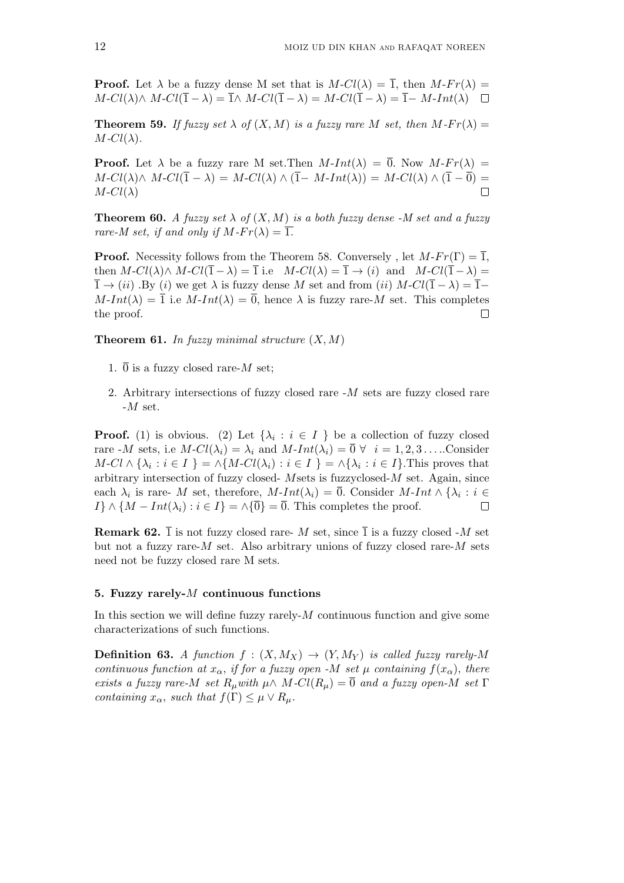**Proof.** Let $\lambda$ be a fuzzy dense M set that is $M\text{-}Cl(\lambda) = \overline{1}$, then $M\text{-}Fr(\lambda) = M\text{-}Cl(\lambda) \wedge M\text{-}Cl(\overline{1} - \lambda) = \overline{1} \wedge M\text{-}Cl(\overline{1} - \lambda) = M\text{-}Cl(\overline{1} - \lambda) = \overline{1} - M\text{-}Int(\lambda)$ ☐

**Theorem 59.** *If fuzzy set $\lambda$ of $(X, M)$ is a fuzzy rare M set, then $M\text{-}Fr(\lambda) = M\text{-}Cl(\lambda)$.*

**Proof.** Let $\lambda$ be a fuzzy rare M set.Then $M\text{-}Int(\lambda) = \overline{0}$. Now $M\text{-}Fr(\lambda) = M\text{-}Cl(\lambda) \wedge M\text{-}Cl(\overline{1} - \lambda) = M\text{-}Cl(\lambda) \wedge (\overline{1} - M\text{-}Int(\lambda)) = M\text{-}Cl(\lambda) \wedge (\overline{1} - \overline{0}) = M\text{-}Cl(\lambda)$ ☐

**Theorem 60.** *A fuzzy set $\lambda$ of $(X, M)$ is a both fuzzy dense -M set and a fuzzy rare-M set, if and only if $M\text{-}Fr(\lambda) = \overline{1}$.*

**Proof.** Necessity follows from the Theorem 58. Conversely , let $M\text{-}Fr(\Gamma) = \overline{1}$, then $M\text{-}Cl(\lambda) \wedge M\text{-}Cl(\overline{1} - \lambda) = \overline{1}$ i.e $M\text{-}Cl(\lambda) = \overline{1} \to (i)$ and $M\text{-}Cl(\overline{1} - \lambda) = \overline{1} \to (ii)$ .By $(i)$ we get $\lambda$ is fuzzy dense $M$ set and from $(ii)$ $M\text{-}Cl(\overline{1} - \lambda) = \overline{1} - M\text{-}Int(\lambda) = \overline{1}$ i.e $M\text{-}Int(\lambda) = \overline{0}$, hence $\lambda$ is fuzzy rare-$M$ set. This completes the proof. ☐

**Theorem 61.** *In fuzzy minimal structure $(X, M)$*

1. $\overline{0}$ is a fuzzy closed rare-$M$ set;
2. Arbitrary intersections of fuzzy closed rare -$M$ sets are fuzzy closed rare -$M$ set.

**Proof.** (1) is obvious. (2) Let $\{\lambda_i : i \in I\}$ be a collection of fuzzy closed rare -$M$ sets, i.e $M\text{-}Cl(\lambda_i) = \lambda_i$ and $M\text{-}Int(\lambda_i) = \overline{0}\ \forall\ \ i = 1, 2, 3 \ldots$..Consider $M\text{-}Cl \wedge \{\lambda_i : i \in I\} = \wedge\{M\text{-}Cl(\lambda_i) : i \in I\} = \wedge\{\lambda_i : i \in I\}$.This proves that arbitrary intersection of fuzzy closed- $M$sets is fuzzyclosed-$M$ set. Again, since each $\lambda_i$ is rare- $M$ set, therefore, $M\text{-}Int(\lambda_i) = \overline{0}$. Consider $M\text{-}Int \wedge \{\lambda_i : i \in I\} \wedge \{M - Int(\lambda_i) : i \in I\} = \wedge\{\overline{0}\} = \overline{0}$. This completes the proof. ☐

**Remark 62.** $\overline{1}$ is not fuzzy closed rare- $M$ set, since $\overline{1}$ is a fuzzy closed -$M$ set but not a fuzzy rare-$M$ set. Also arbitrary unions of fuzzy closed rare-$M$ sets need not be fuzzy closed rare M sets.

## 5. Fuzzy rarely-$M$ continuous functions

In this section we will define fuzzy rarely-$M$ continuous function and give some characterizations of such functions.

**Definition 63.** *A function $f : (X, M_X) \to (Y, M_Y)$ is called fuzzy rarely-M continuous function at $x_\alpha$, if for a fuzzy open -M set $\mu$ containing $f(x_\alpha)$, there exists a fuzzy rare-M set $R_\mu$with $\mu \wedge M\text{-}Cl(R_\mu) = \overline{0}$ and a fuzzy open-M set $\Gamma$ containing $x_\alpha$, such that $f(\Gamma) \leq \mu \vee R_\mu$.*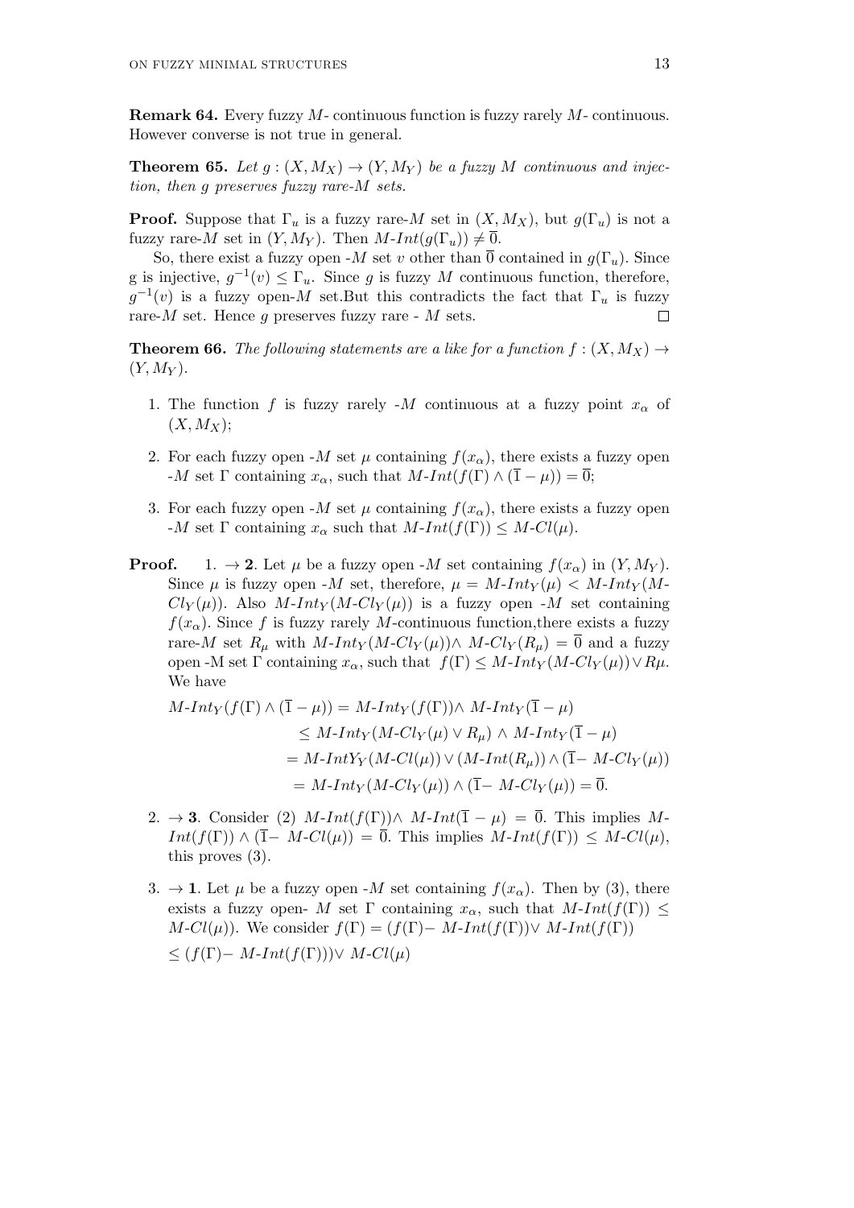**Remark 64.** Every fuzzy $M$- continuous function is fuzzy rarely $M$- continuous. However converse is not true in general.

**Theorem 65.** *Let $g : (X, M_X) \to (Y, M_Y)$ be a fuzzy $M$ continuous and injection, then $g$ preserves fuzzy rare-$M$ sets.*

**Proof.** Suppose that $\Gamma_u$ is a fuzzy rare-$M$ set in $(X, M_X)$, but $g(\Gamma_u)$ is not a fuzzy rare-$M$ set in $(Y, M_Y)$. Then $M\text{-}Int(g(\Gamma_u)) \neq \overline{0}$.

So, there exist a fuzzy open -$M$ set $v$ other than $\overline{0}$ contained in $g(\Gamma_u)$. Since g is injective, $g^{-1}(v) \leq \Gamma_u$. Since $g$ is fuzzy $M$ continuous function, therefore, $g^{-1}(v)$ is a fuzzy open-$M$ set.But this contradicts the fact that $\Gamma_u$ is fuzzy rare-$M$ set. Hence $g$ preserves fuzzy rare - $M$ sets. □

**Theorem 66.** *The following statements are a like for a function $f : (X, M_X) \to (Y, M_Y)$.*

1. The function $f$ is fuzzy rarely -$M$ continuous at a fuzzy point $x_\alpha$ of $(X, M_X)$;
2. For each fuzzy open -$M$ set $\mu$ containing $f(x_\alpha)$, there exists a fuzzy open -$M$ set $\Gamma$ containing $x_\alpha$, such that $M\text{-}Int(f(\Gamma) \wedge (\overline{1} - \mu)) = \overline{0}$;
3. For each fuzzy open -$M$ set $\mu$ containing $f(x_\alpha)$, there exists a fuzzy open -$M$ set $\Gamma$ containing $x_\alpha$ such that $M\text{-}Int(f(\Gamma)) \leq M\text{-}Cl(\mu)$.

**Proof.**

1. $\to$ **2**. Let $\mu$ be a fuzzy open -$M$ set containing $f(x_\alpha)$ in $(Y, M_Y)$. Since $\mu$ is fuzzy open -$M$ set, therefore, $\mu = M\text{-}Int_Y(\mu) < M\text{-}Int_Y(M\text{-}Cl_Y(\mu))$. Also $M\text{-}Int_Y(M\text{-}Cl_Y(\mu))$ is a fuzzy open -$M$ set containing $f(x_\alpha)$. Since $f$ is fuzzy rarely $M$-continuous function,there exists a fuzzy rare-$M$ set $R_\mu$ with $M\text{-}Int_Y(M\text{-}Cl_Y(\mu)) \wedge M\text{-}Cl_Y(R_\mu) = \overline{0}$ and a fuzzy open -M set $\Gamma$ containing $x_\alpha$, such that $f(\Gamma) \leq M\text{-}Int_Y(M\text{-}Cl_Y(\mu)) \vee R\mu$. We have

$$
\begin{aligned}
M\text{-}Int_Y(f(\Gamma) \wedge (\overline{1} - \mu)) &= M\text{-}Int_Y(f(\Gamma)) \wedge M\text{-}Int_Y(\overline{1} - \mu) \\
&\leq M\text{-}Int_Y(M\text{-}Cl_Y(\mu) \vee R_\mu) \wedge M\text{-}Int_Y(\overline{1} - \mu) \\
&= M\text{-}IntY_Y(M\text{-}Cl(\mu)) \vee (M\text{-}Int(R_\mu)) \wedge (\overline{1} - M\text{-}Cl_Y(\mu)) \\
&= M\text{-}Int_Y(M\text{-}Cl_Y(\mu)) \wedge (\overline{1} - M\text{-}Cl_Y(\mu)) = \overline{0}.
\end{aligned}
$$

2. $\to$ **3**. Consider (2) $M\text{-}Int(f(\Gamma)) \wedge M\text{-}Int(\overline{1} - \mu) = \overline{0}$. This implies $M\text{-}Int(f(\Gamma)) \wedge (\overline{1} - M\text{-}Cl(\mu)) = \overline{0}$. This implies $M\text{-}Int(f(\Gamma)) \leq M\text{-}Cl(\mu)$, this proves (3).

3. $\to$ **1**. Let $\mu$ be a fuzzy open -$M$ set containing $f(x_\alpha)$. Then by (3), there exists a fuzzy open- $M$ set $\Gamma$ containing $x_\alpha$, such that $M\text{-}Int(f(\Gamma)) \leq M\text{-}Cl(\mu))$. We consider $f(\Gamma) = (f(\Gamma) - M\text{-}Int(f(\Gamma)) \vee M\text{-}Int(f(\Gamma))$

   $\leq (f(\Gamma) - M\text{-}Int(f(\Gamma))) \vee M\text{-}Cl(\mu)$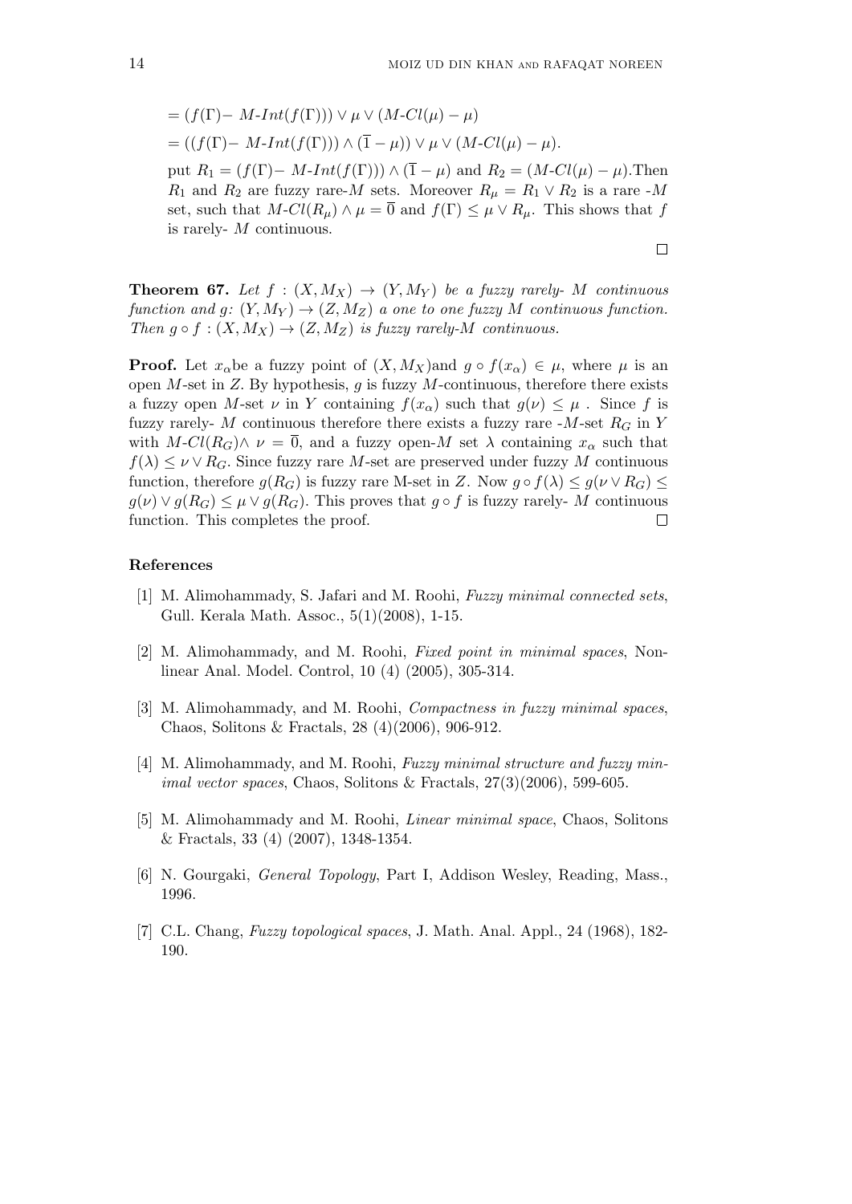$= (f(\Gamma) - M\text{-}Int(f(\Gamma))) \vee \mu \vee (M\text{-}Cl(\mu) - \mu)$

$= ((f(\Gamma) - M\text{-}Int(f(\Gamma))) \wedge (\overline{1} - \mu)) \vee \mu \vee (M\text{-}Cl(\mu) - \mu)$.

put $R_1 = (f(\Gamma) - M\text{-}Int(f(\Gamma))) \wedge (\overline{1} - \mu)$ and $R_2 = (M\text{-}Cl(\mu) - \mu)$.Then $R_1$ and $R_2$ are fuzzy rare-$M$ sets. Moreover $R_\mu = R_1 \vee R_2$ is a rare -$M$ set, such that $M\text{-}Cl(R_\mu) \wedge \mu = \overline{0}$ and $f(\Gamma) \leq \mu \vee R_\mu$. This shows that $f$ is rarely- $M$ continuous.

∎

**Theorem 67.** *Let $f : (X, M_X) \to (Y, M_Y)$ be a fuzzy rarely- $M$ continuous function and $g$: $(Y, M_Y) \to (Z, M_Z)$ a one to one fuzzy $M$ continuous function. Then $g \circ f : (X, M_X) \to (Z, M_Z)$ is fuzzy rarely-$M$ continuous.*

**Proof.** Let $x_\alpha$be a fuzzy point of $(X, M_X)$and $g \circ f(x_\alpha) \in \mu$, where $\mu$ is an open $M$-set in $Z$. By hypothesis, $g$ is fuzzy $M$-continuous, therefore there exists a fuzzy open $M$-set $\nu$ in $Y$ containing $f(x_\alpha)$ such that $g(\nu) \leq \mu$ . Since $f$ is fuzzy rarely- $M$ continuous therefore there exists a fuzzy rare -$M$-set $R_G$ in $Y$ with $M\text{-}Cl(R_G) \wedge \nu = \overline{0}$, and a fuzzy open-$M$ set $\lambda$ containing $x_\alpha$ such that $f(\lambda) \leq \nu \vee R_G$. Since fuzzy rare $M$-set are preserved under fuzzy $M$ continuous function, therefore $g(R_G)$ is fuzzy rare M-set in $Z$. Now $g \circ f(\lambda) \leq g(\nu \vee R_G) \leq g(\nu) \vee g(R_G) \leq \mu \vee g(R_G)$. This proves that $g \circ f$ is fuzzy rarely- $M$ continuous function. This completes the proof. ∎

## References

[1] M. Alimohammady, S. Jafari and M. Roohi, *Fuzzy minimal connected sets*, Gull. Kerala Math. Assoc., 5(1)(2008), 1-15.

[2] M. Alimohammady, and M. Roohi, *Fixed point in minimal spaces*, Nonlinear Anal. Model. Control, 10 (4) (2005), 305-314.

[3] M. Alimohammady, and M. Roohi, *Compactness in fuzzy minimal spaces*, Chaos, Solitons & Fractals, 28 (4)(2006), 906-912.

[4] M. Alimohammady, and M. Roohi, *Fuzzy minimal structure and fuzzy minimal vector spaces*, Chaos, Solitons & Fractals, 27(3)(2006), 599-605.

[5] M. Alimohammady and M. Roohi, *Linear minimal space*, Chaos, Solitons & Fractals, 33 (4) (2007), 1348-1354.

[6] N. Gourgaki, *General Topology*, Part I, Addison Wesley, Reading, Mass., 1996.

[7] C.L. Chang, *Fuzzy topological spaces*, J. Math. Anal. Appl., 24 (1968), 182-190.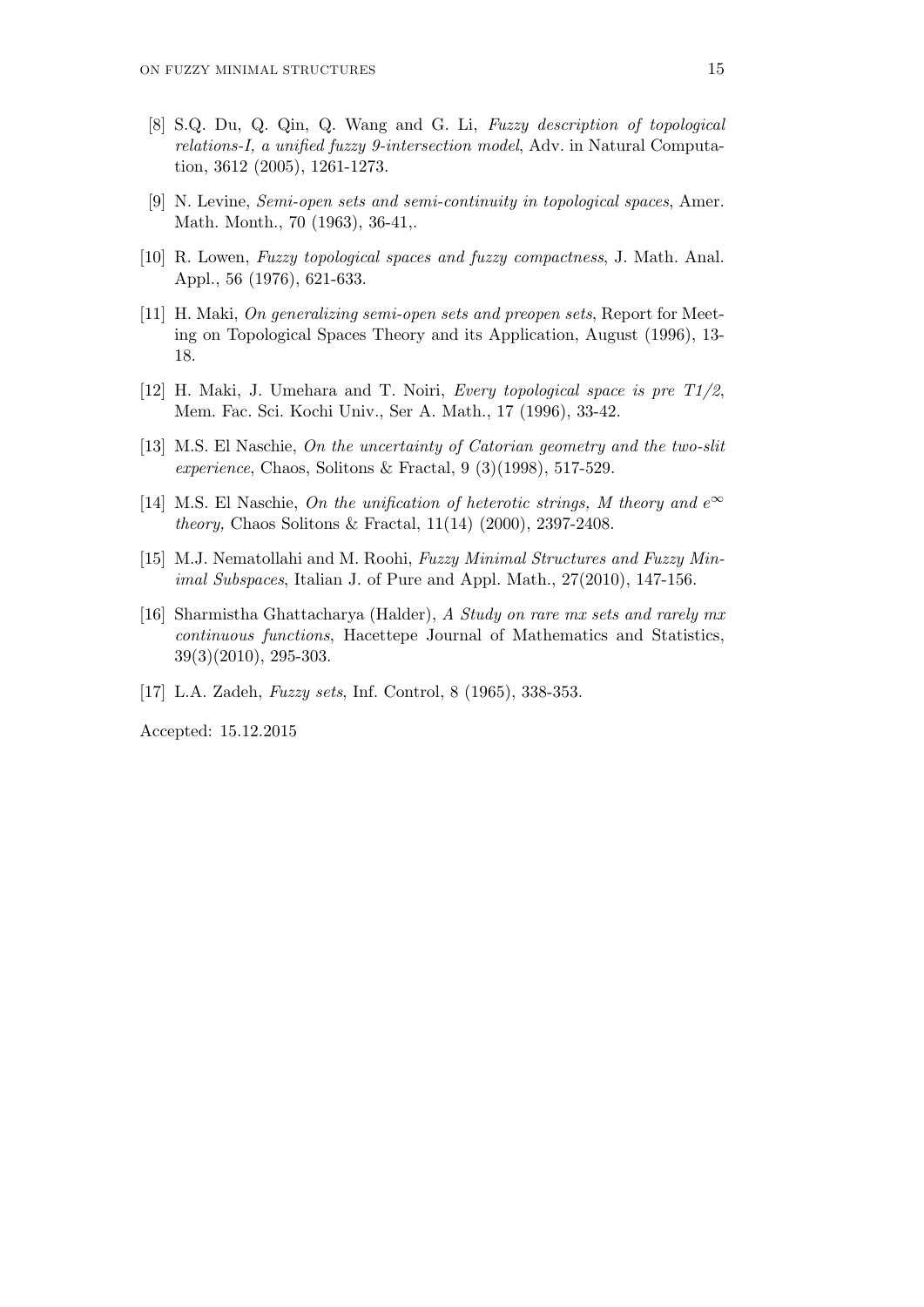[8] S.Q. Du, Q. Qin, Q. Wang and G. Li, *Fuzzy description of topological relations-I, a unified fuzzy 9-intersection model*, Adv. in Natural Computation, 3612 (2005), 1261-1273.

[9] N. Levine, *Semi-open sets and semi-continuity in topological spaces*, Amer. Math. Month., 70 (1963), 36-41,.

[10] R. Lowen, *Fuzzy topological spaces and fuzzy compactness*, J. Math. Anal. Appl., 56 (1976), 621-633.

[11] H. Maki, *On generalizing semi-open sets and preopen sets*, Report for Meeting on Topological Spaces Theory and its Application, August (1996), 13-18.

[12] H. Maki, J. Umehara and T. Noiri, *Every topological space is pre T1/2*, Mem. Fac. Sci. Kochi Univ., Ser A. Math., 17 (1996), 33-42.

[13] M.S. El Naschie, *On the uncertainty of Catorian geometry and the two-slit experience*, Chaos, Solitons & Fractal, 9 (3)(1998), 517-529.

[14] M.S. El Naschie, *On the unification of heterotic strings, M theory and $e^{\infty}$ theory,* Chaos Solitons & Fractal, 11(14) (2000), 2397-2408.

[15] M.J. Nematollahi and M. Roohi, *Fuzzy Minimal Structures and Fuzzy Minimal Subspaces*, Italian J. of Pure and Appl. Math., 27(2010), 147-156.

[16] Sharmistha Ghattacharya (Halder), *A Study on rare mx sets and rarely mx continuous functions*, Hacettepe Journal of Mathematics and Statistics, 39(3)(2010), 295-303.

[17] L.A. Zadeh, *Fuzzy sets*, Inf. Control, 8 (1965), 338-353.

Accepted: 15.12.2015